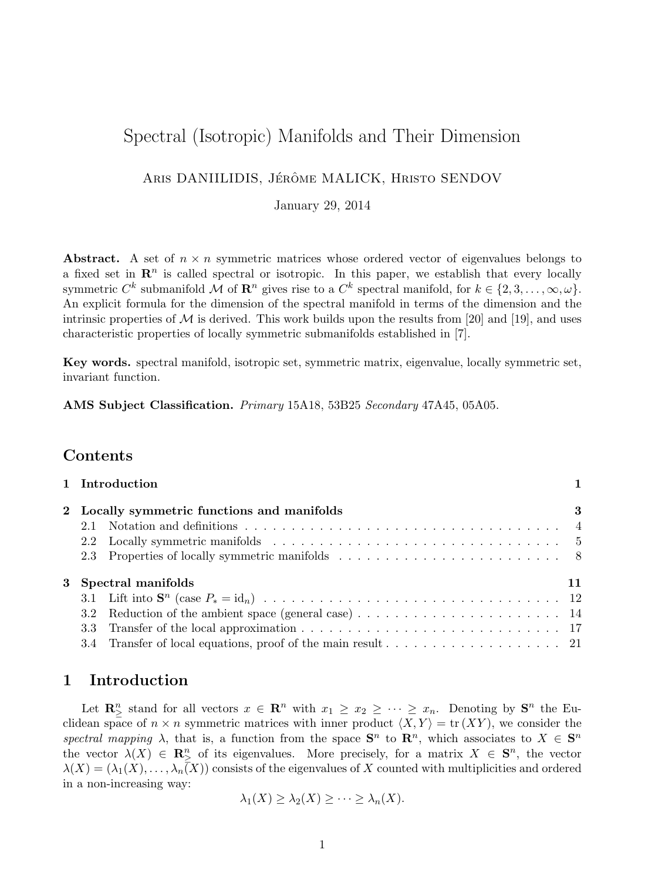# Spectral (Isotropic) Manifolds and Their Dimension

ARIS DANIILIDIS, JÉRÔME MALICK, HRISTO SENDOV

January 29, 2014

**Abstract.** A set of $n \times n$ symmetric matrices whose ordered vector of eigenvalues belongs to a fixed set in $\mathbf{R}^n$ is called spectral or isotropic. In this paper, we establish that every locally symmetric $C^k$ submanifold $\mathcal{M}$ of $\mathbf{R}^n$ gives rise to a $C^k$ spectral manifold, for $k \in \{2, 3, \ldots, \infty, \omega\}$. An explicit formula for the dimension of the spectral manifold in terms of the dimension and the intrinsic properties of $\mathcal{M}$ is derived. This work builds upon the results from [20] and [19], and uses characteristic properties of locally symmetric submanifolds established in [7].

**Key words.** spectral manifold, isotropic set, symmetric matrix, eigenvalue, locally symmetric set, invariant function.

**AMS Subject Classification.** *Primary* 15A18, 53B25 *Secondary* 47A45, 05A05.

## Contents

| | | |
|---|---|---|
| **1** | **Introduction** | **1** |
| **2** | **Locally symmetric functions and manifolds** | **3** |
| 2.1 | Notation and definitions | 4 |
| 2.2 | Locally symmetric manifolds | 5 |
| 2.3 | Properties of locally symmetric manifolds | 8 |
| **3** | **Spectral manifolds** | **11** |
| 3.1 | Lift into $\mathbf{S}^n$ (case $P_* = \mathrm{id}_n$) | 12 |
| 3.2 | Reduction of the ambient space (general case) | 14 |
| 3.3 | Transfer of the local approximation | 17 |
| 3.4 | Transfer of local equations, proof of the main result | 21 |

## 1 Introduction

Let $\mathbf{R}^n_{\geq}$ stand for all vectors $x \in \mathbf{R}^n$ with $x_1 \geq x_2 \geq \cdots \geq x_n$. Denoting by $\mathbf{S}^n$ the Euclidean space of $n \times n$ symmetric matrices with inner product $\langle X, Y \rangle = \mathrm{tr}\,(XY)$, we consider the *spectral mapping* $\lambda$, that is, a function from the space $\mathbf{S}^n$ to $\mathbf{R}^n$, which associates to $X \in \mathbf{S}^n$ the vector $\lambda(X) \in \mathbf{R}^n_{\geq}$ of its eigenvalues. More precisely, for a matrix $X \in \mathbf{S}^n$, the vector $\lambda(X) = (\lambda_1(X), \ldots, \lambda_n(X))$ consists of the eigenvalues of $X$ counted with multiplicities and ordered in a non-increasing way:

$$\lambda_1(X) \geq \lambda_2(X) \geq \cdots \geq \lambda_n(X).$$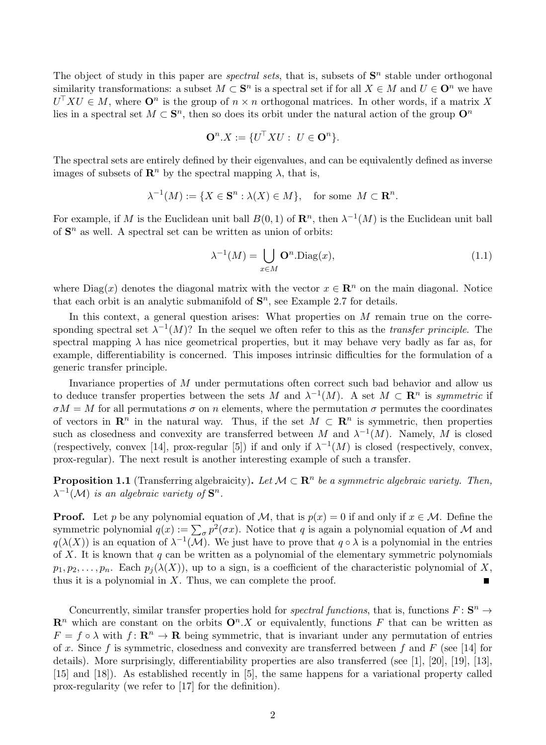The object of study in this paper are *spectral sets*, that is, subsets of $\mathbf{S}^n$ stable under orthogonal similarity transformations: a subset $M \subset \mathbf{S}^n$ is a spectral set if for all $X \in M$ and $U \in \mathbf{O}^n$ we have $U^\top X U \in M$, where $\mathbf{O}^n$ is the group of $n \times n$ orthogonal matrices. In other words, if a matrix $X$ lies in a spectral set $M \subset \mathbf{S}^n$, then so does its orbit under the natural action of the group $\mathbf{O}^n$

$$\mathbf{O}^n.X := \{U^\top X U : \; U \in \mathbf{O}^n\}.$$

The spectral sets are entirely defined by their eigenvalues, and can be equivalently defined as inverse images of subsets of $\mathbf{R}^n$ by the spectral mapping $\lambda$, that is,

$$\lambda^{-1}(M) := \{X \in \mathbf{S}^n : \lambda(X) \in M\}, \quad \text{for some } \; M \subset \mathbf{R}^n.$$

For example, if $M$ is the Euclidean unit ball $B(0,1)$ of $\mathbf{R}^n$, then $\lambda^{-1}(M)$ is the Euclidean unit ball of $\mathbf{S}^n$ as well. A spectral set can be written as union of orbits:

$$\lambda^{-1}(M) = \bigcup_{x \in M} \mathbf{O}^n.\mathrm{Diag}(x), \tag{1.1}$$

where $\mathrm{Diag}(x)$ denotes the diagonal matrix with the vector $x \in \mathbf{R}^n$ on the main diagonal. Notice that each orbit is an analytic submanifold of $\mathbf{S}^n$, see Example 2.7 for details.

In this context, a general question arises: What properties on $M$ remain true on the corresponding spectral set $\lambda^{-1}(M)$? In the sequel we often refer to this as the *transfer principle*. The spectral mapping $\lambda$ has nice geometrical properties, but it may behave very badly as far as, for example, differentiability is concerned. This imposes intrinsic difficulties for the formulation of a generic transfer principle.

Invariance properties of $M$ under permutations often correct such bad behavior and allow us to deduce transfer properties between the sets $M$ and $\lambda^{-1}(M)$. A set $M \subset \mathbf{R}^n$ is *symmetric* if $\sigma M = M$ for all permutations $\sigma$ on $n$ elements, where the permutation $\sigma$ permutes the coordinates of vectors in $\mathbf{R}^n$ in the natural way. Thus, if the set $M \subset \mathbf{R}^n$ is symmetric, then properties such as closedness and convexity are transferred between $M$ and $\lambda^{-1}(M)$. Namely, $M$ is closed (respectively, convex [14], prox-regular [5]) if and only if $\lambda^{-1}(M)$ is closed (respectively, convex, prox-regular). The next result is another interesting example of such a transfer.

**Proposition 1.1** (Transferring algebraicity)**.** *Let $\mathcal{M} \subset \mathbf{R}^n$ be a symmetric algebraic variety. Then, $\lambda^{-1}(\mathcal{M})$ is an algebraic variety of $\mathbf{S}^n$.*

**Proof.** Let $p$ be any polynomial equation of $\mathcal{M}$, that is $p(x) = 0$ if and only if $x \in \mathcal{M}$. Define the symmetric polynomial $q(x) := \sum_\sigma p^2(\sigma x)$. Notice that $q$ is again a polynomial equation of $\mathcal{M}$ and $q(\lambda(X))$ is an equation of $\lambda^{-1}(\mathcal{M})$. We just have to prove that $q \circ \lambda$ is a polynomial in the entries of $X$. It is known that $q$ can be written as a polynomial of the elementary symmetric polynomials $p_1, p_2, \ldots, p_n$. Each $p_j(\lambda(X))$, up to a sign, is a coefficient of the characteristic polynomial of $X$, thus it is a polynomial in $X$. Thus, we can complete the proof. ∎

Concurrently, similar transfer properties hold for *spectral functions*, that is, functions $F \colon \mathbf{S}^n \to \mathbf{R}^n$ which are constant on the orbits $\mathbf{O}^n.X$ or equivalently, functions $F$ that can be written as $F = f \circ \lambda$ with $f \colon \mathbf{R}^n \to \mathbf{R}$ being symmetric, that is invariant under any permutation of entries of $x$. Since $f$ is symmetric, closedness and convexity are transferred between $f$ and $F$ (see [14] for details). More surprisingly, differentiability properties are also transferred (see [1], [20], [19], [13], [15] and [18]). As established recently in [5], the same happens for a variational property called prox-regularity (we refer to [17] for the definition).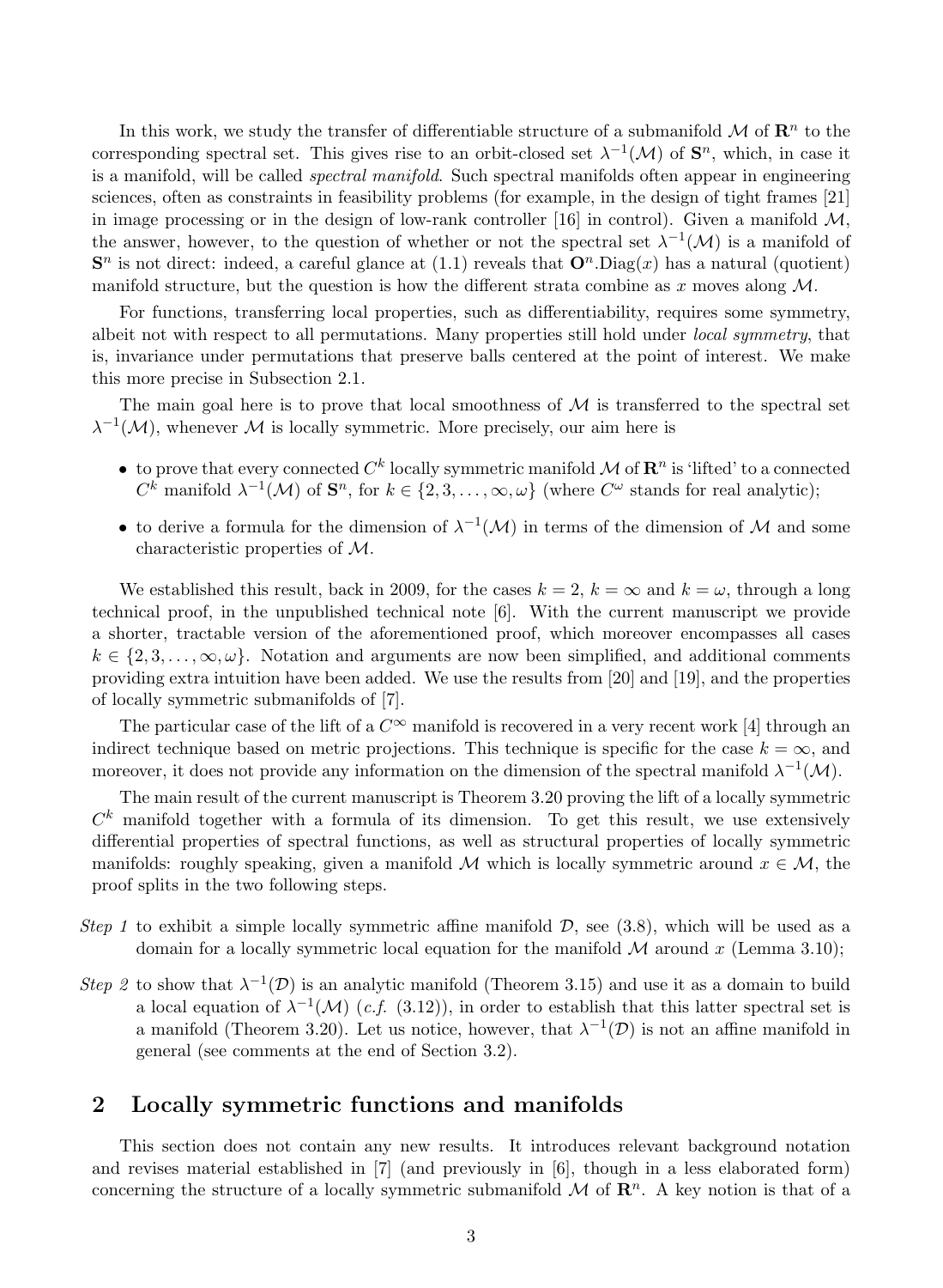In this work, we study the transfer of differentiable structure of a submanifold $\mathcal{M}$ of $\mathbf{R}^n$ to the corresponding spectral set. This gives rise to an orbit-closed set $\lambda^{-1}(\mathcal{M})$ of $\mathbf{S}^n$, which, in case it is a manifold, will be called *spectral manifold*. Such spectral manifolds often appear in engineering sciences, often as constraints in feasibility problems (for example, in the design of tight frames [21] in image processing or in the design of low-rank controller [16] in control). Given a manifold $\mathcal{M}$, the answer, however, to the question of whether or not the spectral set $\lambda^{-1}(\mathcal{M})$ is a manifold of $\mathbf{S}^n$ is not direct: indeed, a careful glance at (1.1) reveals that $\mathbf{O}^n.\mathrm{Diag}(x)$ has a natural (quotient) manifold structure, but the question is how the different strata combine as $x$ moves along $\mathcal{M}$.

For functions, transferring local properties, such as differentiability, requires some symmetry, albeit not with respect to all permutations. Many properties still hold under *local symmetry*, that is, invariance under permutations that preserve balls centered at the point of interest. We make this more precise in Subsection 2.1.

The main goal here is to prove that local smoothness of $\mathcal{M}$ is transferred to the spectral set $\lambda^{-1}(\mathcal{M})$, whenever $\mathcal{M}$ is locally symmetric. More precisely, our aim here is

- to prove that every connected $C^k$ locally symmetric manifold $\mathcal{M}$ of $\mathbf{R}^n$ is 'lifted' to a connected $C^k$ manifold $\lambda^{-1}(\mathcal{M})$ of $\mathbf{S}^n$, for $k \in \{2, 3, \ldots, \infty, \omega\}$ (where $C^\omega$ stands for real analytic);
- to derive a formula for the dimension of $\lambda^{-1}(\mathcal{M})$ in terms of the dimension of $\mathcal{M}$ and some characteristic properties of $\mathcal{M}$.

We established this result, back in 2009, for the cases $k = 2$, $k = \infty$ and $k = \omega$, through a long technical proof, in the unpublished technical note [6]. With the current manuscript we provide a shorter, tractable version of the aforementioned proof, which moreover encompasses all cases $k \in \{2, 3, \ldots, \infty, \omega\}$. Notation and arguments are now been simplified, and additional comments providing extra intuition have been added. We use the results from [20] and [19], and the properties of locally symmetric submanifolds of [7].

The particular case of the lift of a $C^\infty$ manifold is recovered in a very recent work [4] through an indirect technique based on metric projections. This technique is specific for the case $k = \infty$, and moreover, it does not provide any information on the dimension of the spectral manifold $\lambda^{-1}(\mathcal{M})$.

The main result of the current manuscript is Theorem 3.20 proving the lift of a locally symmetric $C^k$ manifold together with a formula of its dimension. To get this result, we use extensively differential properties of spectral functions, as well as structural properties of locally symmetric manifolds: roughly speaking, given a manifold $\mathcal{M}$ which is locally symmetric around $x \in \mathcal{M}$, the proof splits in the two following steps.

*Step 1* to exhibit a simple locally symmetric affine manifold $\mathcal{D}$, see (3.8), which will be used as a domain for a locally symmetric local equation for the manifold $\mathcal{M}$ around $x$ (Lemma 3.10);

*Step 2* to show that $\lambda^{-1}(\mathcal{D})$ is an analytic manifold (Theorem 3.15) and use it as a domain to build a local equation of $\lambda^{-1}(\mathcal{M})$ (*c.f.* (3.12)), in order to establish that this latter spectral set is a manifold (Theorem 3.20). Let us notice, however, that $\lambda^{-1}(\mathcal{D})$ is not an affine manifold in general (see comments at the end of Section 3.2).

## 2 Locally symmetric functions and manifolds

This section does not contain any new results. It introduces relevant background notation and revises material established in [7] (and previously in [6], though in a less elaborated form) concerning the structure of a locally symmetric submanifold $\mathcal{M}$ of $\mathbf{R}^n$. A key notion is that of a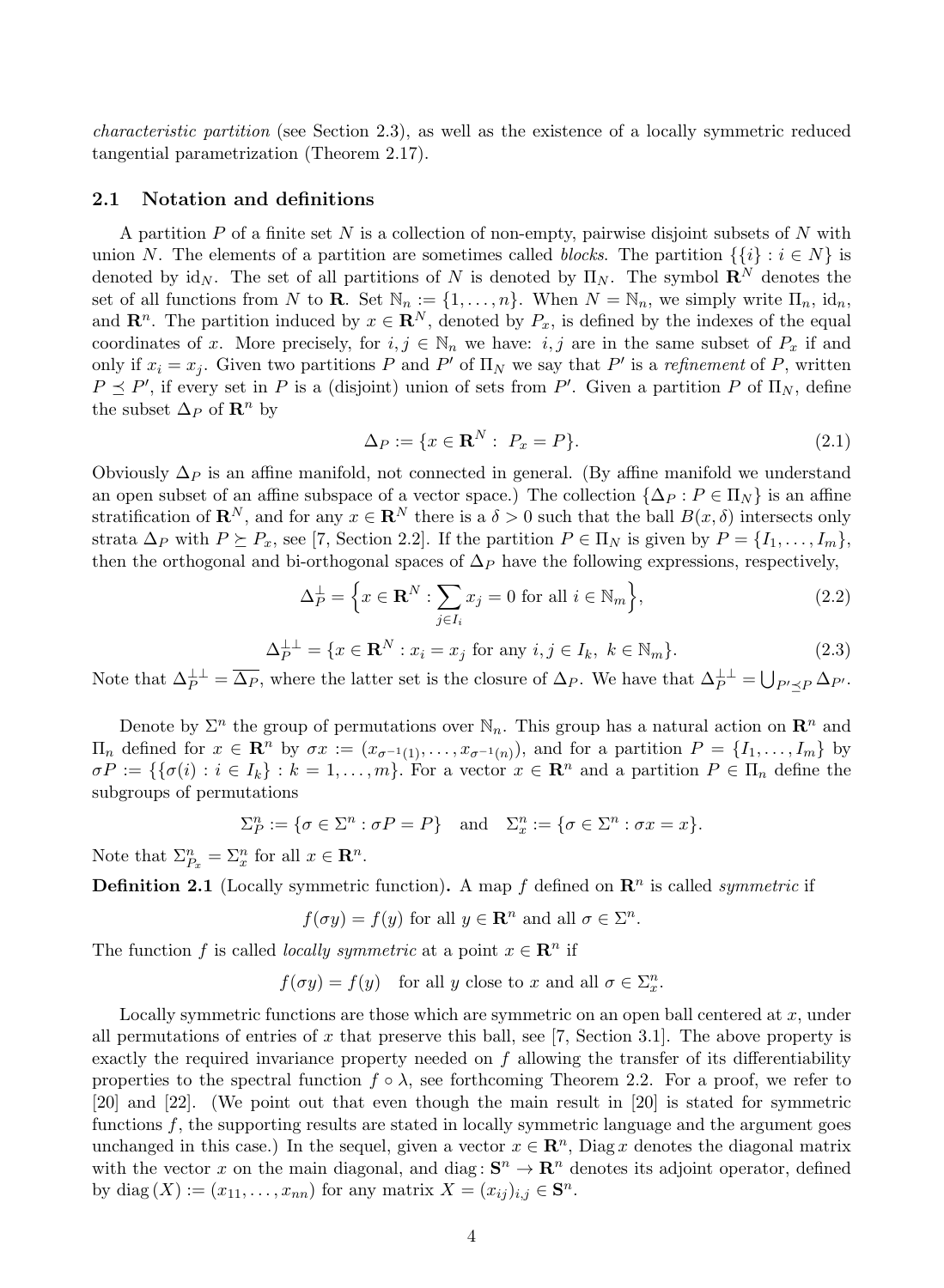*characteristic partition* (see Section 2.3), as well as the existence of a locally symmetric reduced tangential parametrization (Theorem 2.17).

## 2.1 Notation and definitions

A partition $P$ of a finite set $N$ is a collection of non-empty, pairwise disjoint subsets of $N$ with union $N$. The elements of a partition are sometimes called *blocks*. The partition $\{\{i\} : i \in N\}$ is denoted by $\mathrm{id}_N$. The set of all partitions of $N$ is denoted by $\Pi_N$. The symbol $\mathbf{R}^N$ denotes the set of all functions from $N$ to $\mathbf{R}$. Set $\mathbb{N}_n := \{1, \ldots, n\}$. When $N = \mathbb{N}_n$, we simply write $\Pi_n$, $\mathrm{id}_n$, and $\mathbf{R}^n$. The partition induced by $x \in \mathbf{R}^N$, denoted by $P_x$, is defined by the indexes of the equal coordinates of $x$. More precisely, for $i, j \in \mathbb{N}_n$ we have: $i, j$ are in the same subset of $P_x$ if and only if $x_i = x_j$. Given two partitions $P$ and $P'$ of $\Pi_N$ we say that $P'$ is a *refinement* of $P$, written $P \preceq P'$, if every set in $P$ is a (disjoint) union of sets from $P'$. Given a partition $P$ of $\Pi_N$, define the subset $\Delta_P$ of $\mathbf{R}^n$ by

$$\Delta_P := \{x \in \mathbf{R}^N : \; P_x = P\}. \tag{2.1}$$

Obviously $\Delta_P$ is an affine manifold, not connected in general. (By affine manifold we understand an open subset of an affine subspace of a vector space.) The collection $\{\Delta_P : P \in \Pi_N\}$ is an affine stratification of $\mathbf{R}^N$, and for any $x \in \mathbf{R}^N$ there is a $\delta > 0$ such that the ball $B(x, \delta)$ intersects only strata $\Delta_P$ with $P \succeq P_x$, see [7, Section 2.2]. If the partition $P \in \Pi_N$ is given by $P = \{I_1, \ldots, I_m\}$, then the orthogonal and bi-orthogonal spaces of $\Delta_P$ have the following expressions, respectively,

$$\Delta_P^{\perp} = \Big\{x \in \mathbf{R}^N : \sum_{j \in I_i} x_j = 0 \text{ for all } i \in \mathbb{N}_m\Big\}, \tag{2.2}$$

$$\Delta_P^{\perp\perp} = \{x \in \mathbf{R}^N : x_i = x_j \text{ for any } i, j \in I_k, \; k \in \mathbb{N}_m\}. \tag{2.3}$$

Note that $\Delta_P^{\perp\perp} = \overline{\Delta_P}$, where the latter set is the closure of $\Delta_P$. We have that $\Delta_P^{\perp\perp} = \bigcup_{P' \preceq P} \Delta_{P'}$.

Denote by $\Sigma^n$ the group of permutations over $\mathbb{N}_n$. This group has a natural action on $\mathbf{R}^n$ and $\Pi_n$ defined for $x \in \mathbf{R}^n$ by $\sigma x := (x_{\sigma^{-1}(1)}, \ldots, x_{\sigma^{-1}(n)})$, and for a partition $P = \{I_1, \ldots, I_m\}$ by $\sigma P := \{\{\sigma(i) : i \in I_k\} : k = 1, \ldots, m\}$. For a vector $x \in \mathbf{R}^n$ and a partition $P \in \Pi_n$ define the subgroups of permutations

$$\Sigma^n_P := \{\sigma \in \Sigma^n : \sigma P = P\} \quad \text{and} \quad \Sigma^n_x := \{\sigma \in \Sigma^n : \sigma x = x\}.$$

Note that $\Sigma^n_{P_x} = \Sigma^n_x$ for all $x \in \mathbf{R}^n$.

**Definition 2.1** (Locally symmetric function)**.** A map $f$ defined on $\mathbf{R}^n$ is called *symmetric* if

$$f(\sigma y) = f(y) \text{ for all } y \in \mathbf{R}^n \text{ and all } \sigma \in \Sigma^n.$$

The function $f$ is called *locally symmetric* at a point $x \in \mathbf{R}^n$ if

$$f(\sigma y) = f(y) \quad \text{for all } y \text{ close to } x \text{ and all } \sigma \in \Sigma^n_x.$$

Locally symmetric functions are those which are symmetric on an open ball centered at $x$, under all permutations of entries of $x$ that preserve this ball, see [7, Section 3.1]. The above property is exactly the required invariance property needed on $f$ allowing the transfer of its differentiability properties to the spectral function $f \circ \lambda$, see forthcoming Theorem 2.2. For a proof, we refer to [20] and [22]. (We point out that even though the main result in [20] is stated for symmetric functions $f$, the supporting results are stated in locally symmetric language and the argument goes unchanged in this case.) In the sequel, given a vector $x \in \mathbf{R}^n$, $\mathrm{Diag}\, x$ denotes the diagonal matrix with the vector $x$ on the main diagonal, and $\mathrm{diag} \colon \mathbf{S}^n \to \mathbf{R}^n$ denotes its adjoint operator, defined by $\mathrm{diag}\,(X) := (x_{11}, \ldots, x_{nn})$ for any matrix $X = (x_{ij})_{i,j} \in \mathbf{S}^n$.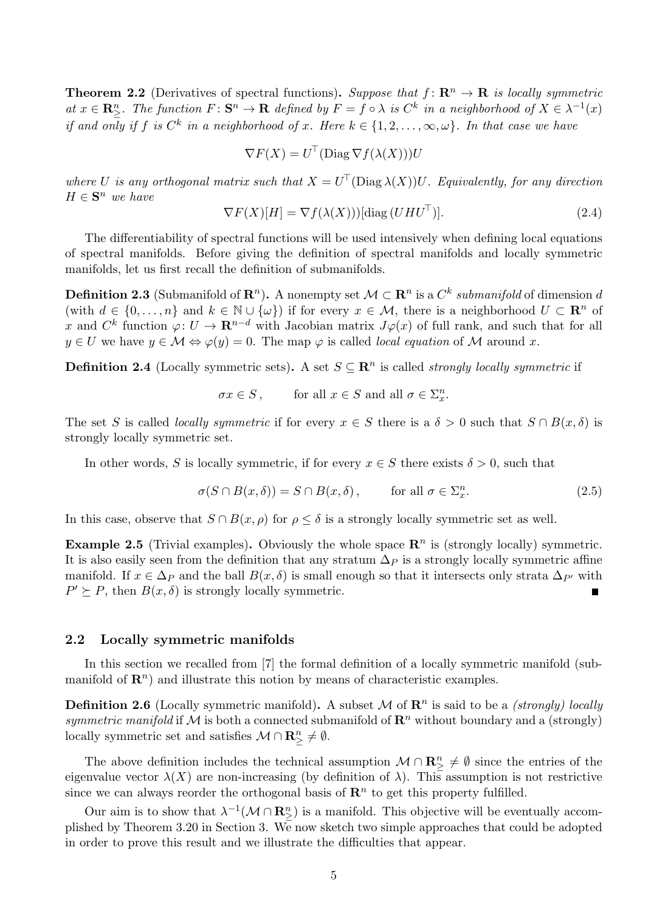**Theorem 2.2** (Derivatives of spectral functions)**.** *Suppose that $f\colon \mathbf{R}^n \to \mathbf{R}$ is locally symmetric at $x \in \mathbf{R}^n_{\geq}$. The function $F\colon \mathbf{S}^n \to \mathbf{R}$ defined by $F = f \circ \lambda$ is $C^k$ in a neighborhood of $X \in \lambda^{-1}(x)$ if and only if $f$ is $C^k$ in a neighborhood of $x$. Here $k \in \{1, 2, \ldots, \infty, \omega\}$. In that case we have*

$$\nabla F(X) = U^\top (\operatorname{Diag} \nabla f(\lambda(X)))U$$

*where $U$ is any orthogonal matrix such that $X = U^\top (\operatorname{Diag} \lambda(X))U$. Equivalently, for any direction $H \in \mathbf{S}^n$ we have*

$$\nabla F(X)[H] = \nabla f(\lambda(X))[\operatorname{diag}(UHU^\top)]. \tag{2.4}$$

The differentiability of spectral functions will be used intensively when defining local equations of spectral manifolds. Before giving the definition of spectral manifolds and locally symmetric manifolds, let us first recall the definition of submanifolds.

**Definition 2.3** (Submanifold of $\mathbf{R}^n$)**.** A nonempty set $\mathcal{M} \subset \mathbf{R}^n$ is a $C^k$ *submanifold* of dimension $d$ (with $d \in \{0, \ldots, n\}$ and $k \in \mathbb{N} \cup \{\omega\}$) if for every $x \in \mathcal{M}$, there is a neighborhood $U \subset \mathbf{R}^n$ of $x$ and $C^k$ function $\varphi\colon U \to \mathbf{R}^{n-d}$ with Jacobian matrix $J\varphi(x)$ of full rank, and such that for all $y \in U$ we have $y \in \mathcal{M} \Leftrightarrow \varphi(y) = 0$. The map $\varphi$ is called *local equation* of $\mathcal{M}$ around $x$.

**Definition 2.4** (Locally symmetric sets)**.** A set $S \subseteq \mathbf{R}^n$ is called *strongly locally symmetric* if

$$\sigma x \in S\,, \qquad \text{for all } x \in S \text{ and all } \sigma \in \Sigma^n_x.$$

The set $S$ is called *locally symmetric* if for every $x \in S$ there is a $\delta > 0$ such that $S \cap B(x, \delta)$ is strongly locally symmetric set.

In other words, $S$ is locally symmetric, if for every $x \in S$ there exists $\delta > 0$, such that

$$\sigma(S \cap B(x, \delta)) = S \cap B(x, \delta)\,, \qquad \text{for all } \sigma \in \Sigma^n_x. \tag{2.5}$$

In this case, observe that $S \cap B(x, \rho)$ for $\rho \leq \delta$ is a strongly locally symmetric set as well.

**Example 2.5** (Trivial examples)**.** Obviously the whole space $\mathbf{R}^n$ is (strongly locally) symmetric. It is also easily seen from the definition that any stratum $\Delta_P$ is a strongly locally symmetric affine manifold. If $x \in \Delta_P$ and the ball $B(x, \delta)$ is small enough so that it intersects only strata $\Delta_{P'}$ with $P' \succeq P$, then $B(x, \delta)$ is strongly locally symmetric. ■

## 2.2 Locally symmetric manifolds

In this section we recalled from [7] the formal definition of a locally symmetric manifold (submanifold of $\mathbf{R}^n$) and illustrate this notion by means of characteristic examples.

**Definition 2.6** (Locally symmetric manifold)**.** A subset $\mathcal{M}$ of $\mathbf{R}^n$ is said to be a *(strongly) locally symmetric manifold* if $\mathcal{M}$ is both a connected submanifold of $\mathbf{R}^n$ without boundary and a (strongly) locally symmetric set and satisfies $\mathcal{M} \cap \mathbf{R}^n_{\geq} \neq \emptyset$.

The above definition includes the technical assumption $\mathcal{M} \cap \mathbf{R}^n_{\geq} \neq \emptyset$ since the entries of the eigenvalue vector $\lambda(X)$ are non-increasing (by definition of $\lambda$). This assumption is not restrictive since we can always reorder the orthogonal basis of $\mathbf{R}^n$ to get this property fulfilled.

Our aim is to show that $\lambda^{-1}(\mathcal{M} \cap \mathbf{R}^n_{\geq})$ is a manifold. This objective will be eventually accomplished by Theorem 3.20 in Section 3. We now sketch two simple approaches that could be adopted in order to prove this result and we illustrate the difficulties that appear.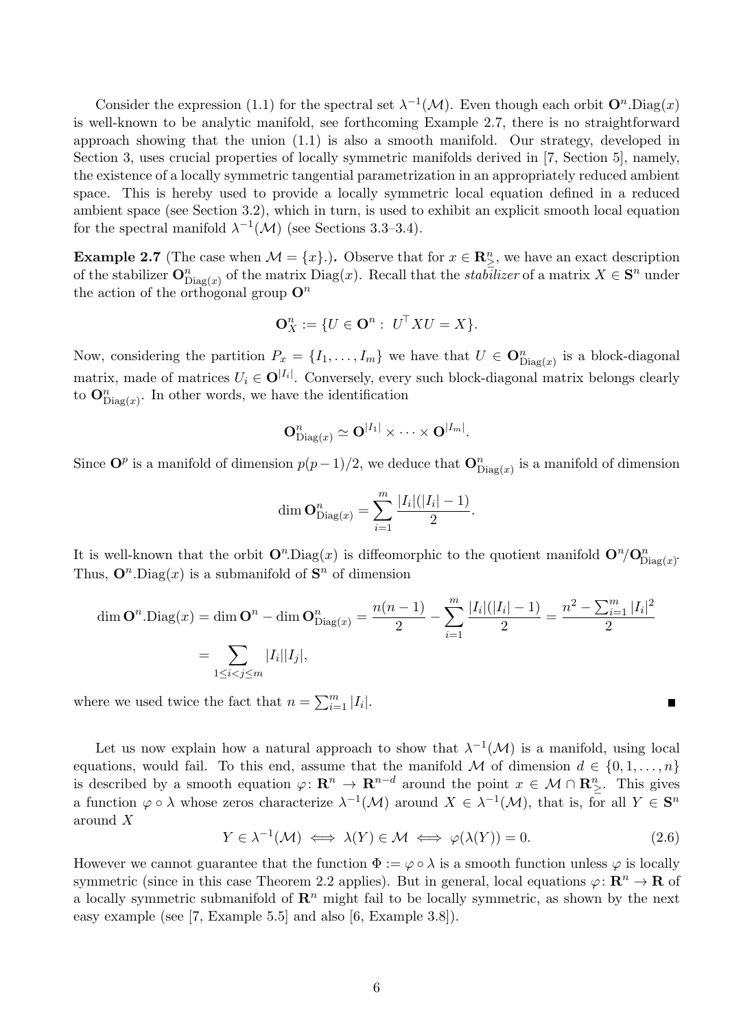Consider the expression (1.1) for the spectral set $\lambda^{-1}(\mathcal{M})$. Even though each orbit $\mathbf{O}^n.\mathrm{Diag}(x)$ is well-known to be analytic manifold, see forthcoming Example 2.7, there is no straightforward approach showing that the union (1.1) is also a smooth manifold. Our strategy, developed in Section 3, uses crucial properties of locally symmetric manifolds derived in [7, Section 5], namely, the existence of a locally symmetric tangential parametrization in an appropriately reduced ambient space. This is hereby used to provide a locally symmetric local equation defined in a reduced ambient space (see Section 3.2), which in turn, is used to exhibit an explicit smooth local equation for the spectral manifold $\lambda^{-1}(\mathcal{M})$ (see Sections 3.3–3.4).

**Example 2.7** (The case when $\mathcal{M} = \{x\}$.)**.** Observe that for $x \in \mathbf{R}^n_{\geq}$, we have an exact description of the stabilizer $\mathbf{O}^n_{\mathrm{Diag}(x)}$ of the matrix $\mathrm{Diag}(x)$. Recall that the *stabilizer* of a matrix $X \in \mathbf{S}^n$ under the action of the orthogonal group $\mathbf{O}^n$

$$\mathbf{O}^n_X := \{U \in \mathbf{O}^n : \; U^\top X U = X\}.$$

Now, considering the partition $P_x = \{I_1, \ldots, I_m\}$ we have that $U \in \mathbf{O}^n_{\mathrm{Diag}(x)}$ is a block-diagonal matrix, made of matrices $U_i \in \mathbf{O}^{|I_i|}$. Conversely, every such block-diagonal matrix belongs clearly to $\mathbf{O}^n_{\mathrm{Diag}(x)}$. In other words, we have the identification

$$\mathbf{O}^n_{\mathrm{Diag}(x)} \simeq \mathbf{O}^{|I_1|} \times \cdots \times \mathbf{O}^{|I_m|}.$$

Since $\mathbf{O}^p$ is a manifold of dimension $p(p-1)/2$, we deduce that $\mathbf{O}^n_{\mathrm{Diag}(x)}$ is a manifold of dimension

$$\dim \mathbf{O}^n_{\mathrm{Diag}(x)} = \sum_{i=1}^{m} \frac{|I_i|(|I_i|-1)}{2}.$$

It is well-known that the orbit $\mathbf{O}^n.\mathrm{Diag}(x)$ is diffeomorphic to the quotient manifold $\mathbf{O}^n/\mathbf{O}^n_{\mathrm{Diag}(x)}$. Thus, $\mathbf{O}^n.\mathrm{Diag}(x)$ is a submanifold of $\mathbf{S}^n$ of dimension

$$\begin{aligned}
\dim \mathbf{O}^n.\mathrm{Diag}(x) = \dim \mathbf{O}^n - \dim \mathbf{O}^n_{\mathrm{Diag}(x)} &= \frac{n(n-1)}{2} - \sum_{i=1}^{m} \frac{|I_i|(|I_i|-1)}{2} = \frac{n^2 - \sum_{i=1}^{m} |I_i|^2}{2} \\
&= \sum_{1 \leq i < j \leq m} |I_i||I_j|,
\end{aligned}$$

where we used twice the fact that $n = \sum_{i=1}^{m} |I_i|$. ∎

Let us now explain how a natural approach to show that $\lambda^{-1}(\mathcal{M})$ is a manifold, using local equations, would fail. To this end, assume that the manifold $\mathcal{M}$ of dimension $d \in \{0, 1, \ldots, n\}$ is described by a smooth equation $\varphi \colon \mathbf{R}^n \to \mathbf{R}^{n-d}$ around the point $x \in \mathcal{M} \cap \mathbf{R}^n_{\geq}$. This gives a function $\varphi \circ \lambda$ whose zeros characterize $\lambda^{-1}(\mathcal{M})$ around $X \in \lambda^{-1}(\mathcal{M})$, that is, for all $Y \in \mathbf{S}^n$ around $X$

$$Y \in \lambda^{-1}(\mathcal{M}) \iff \lambda(Y) \in \mathcal{M} \iff \varphi(\lambda(Y)) = 0. \tag{2.6}$$

However we cannot guarantee that the function $\Phi := \varphi \circ \lambda$ is a smooth function unless $\varphi$ is locally symmetric (since in this case Theorem 2.2 applies). But in general, local equations $\varphi \colon \mathbf{R}^n \to \mathbf{R}$ of a locally symmetric submanifold of $\mathbf{R}^n$ might fail to be locally symmetric, as shown by the next easy example (see [7, Example 5.5] and also [6, Example 3.8]).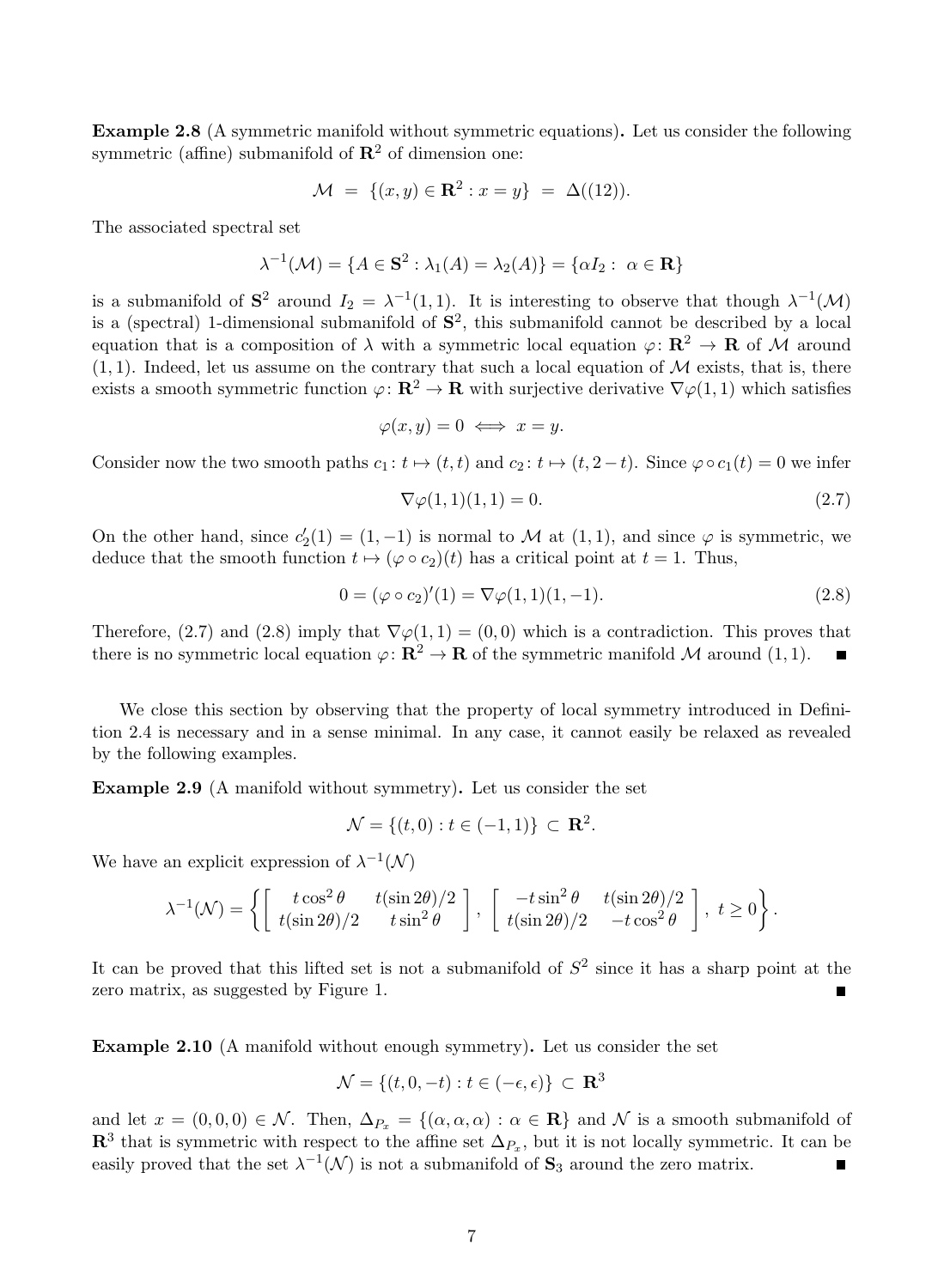**Example 2.8** (A symmetric manifold without symmetric equations)**.** Let us consider the following symmetric (affine) submanifold of $\mathbf{R}^2$ of dimension one:

$$\mathcal{M} \;=\; \{(x,y) \in \mathbf{R}^2 : x = y\} \;=\; \Delta((12)).$$

The associated spectral set

$$\lambda^{-1}(\mathcal{M}) = \{A \in \mathbf{S}^2 : \lambda_1(A) = \lambda_2(A)\} = \{\alpha I_2 : \; \alpha \in \mathbf{R}\}$$

is a submanifold of $\mathbf{S}^2$ around $I_2 = \lambda^{-1}(1,1)$. It is interesting to observe that though $\lambda^{-1}(\mathcal{M})$ is a (spectral) 1-dimensional submanifold of $\mathbf{S}^2$, this submanifold cannot be described by a local equation that is a composition of $\lambda$ with a symmetric local equation $\varphi\colon \mathbf{R}^2 \to \mathbf{R}$ of $\mathcal{M}$ around $(1,1)$. Indeed, let us assume on the contrary that such a local equation of $\mathcal{M}$ exists, that is, there exists a smooth symmetric function $\varphi\colon \mathbf{R}^2 \to \mathbf{R}$ with surjective derivative $\nabla\varphi(1,1)$ which satisfies

$$\varphi(x,y) = 0 \iff x = y.$$

Consider now the two smooth paths $c_1\colon t \mapsto (t,t)$ and $c_2\colon t \mapsto (t, 2-t)$. Since $\varphi \circ c_1(t) = 0$ we infer

$$\nabla\varphi(1,1)(1,1) = 0. \tag{2.7}$$

On the other hand, since $c_2'(1) = (1,-1)$ is normal to $\mathcal{M}$ at $(1,1)$, and since $\varphi$ is symmetric, we deduce that the smooth function $t \mapsto (\varphi \circ c_2)(t)$ has a critical point at $t = 1$. Thus,

$$0 = (\varphi \circ c_2)'(1) = \nabla\varphi(1,1)(1,-1). \tag{2.8}$$

Therefore, (2.7) and (2.8) imply that $\nabla\varphi(1,1) = (0,0)$ which is a contradiction. This proves that there is no symmetric local equation $\varphi\colon \mathbf{R}^2 \to \mathbf{R}$ of the symmetric manifold $\mathcal{M}$ around $(1,1)$. ∎

We close this section by observing that the property of local symmetry introduced in Definition 2.4 is necessary and in a sense minimal. In any case, it cannot easily be relaxed as revealed by the following examples.

**Example 2.9** (A manifold without symmetry)**.** Let us consider the set

$$\mathcal{N} = \{(t,0) : t \in (-1,1)\} \subset \mathbf{R}^2.$$

We have an explicit expression of $\lambda^{-1}(\mathcal{N})$

$$\lambda^{-1}(\mathcal{N}) = \left\{ \begin{bmatrix} t\cos^2\theta & t(\sin 2\theta)/2 \\ t(\sin 2\theta)/2 & t\sin^2\theta \end{bmatrix}, \begin{bmatrix} -t\sin^2\theta & t(\sin 2\theta)/2 \\ t(\sin 2\theta)/2 & -t\cos^2\theta \end{bmatrix}, \; t \geq 0 \right\}.$$

It can be proved that this lifted set is not a submanifold of $S^2$ since it has a sharp point at the zero matrix, as suggested by Figure 1. ∎

**Example 2.10** (A manifold without enough symmetry)**.** Let us consider the set

$$\mathcal{N} = \{(t, 0, -t) : t \in (-\epsilon, \epsilon)\} \subset \mathbf{R}^3$$

and let $x = (0,0,0) \in \mathcal{N}$. Then, $\Delta_{P_x} = \{(\alpha,\alpha,\alpha) : \alpha \in \mathbf{R}\}$ and $\mathcal{N}$ is a smooth submanifold of $\mathbf{R}^3$ that is symmetric with respect to the affine set $\Delta_{P_x}$, but it is not locally symmetric. It can be easily proved that the set $\lambda^{-1}(\mathcal{N})$ is not a submanifold of $\mathbf{S}_3$ around the zero matrix. ∎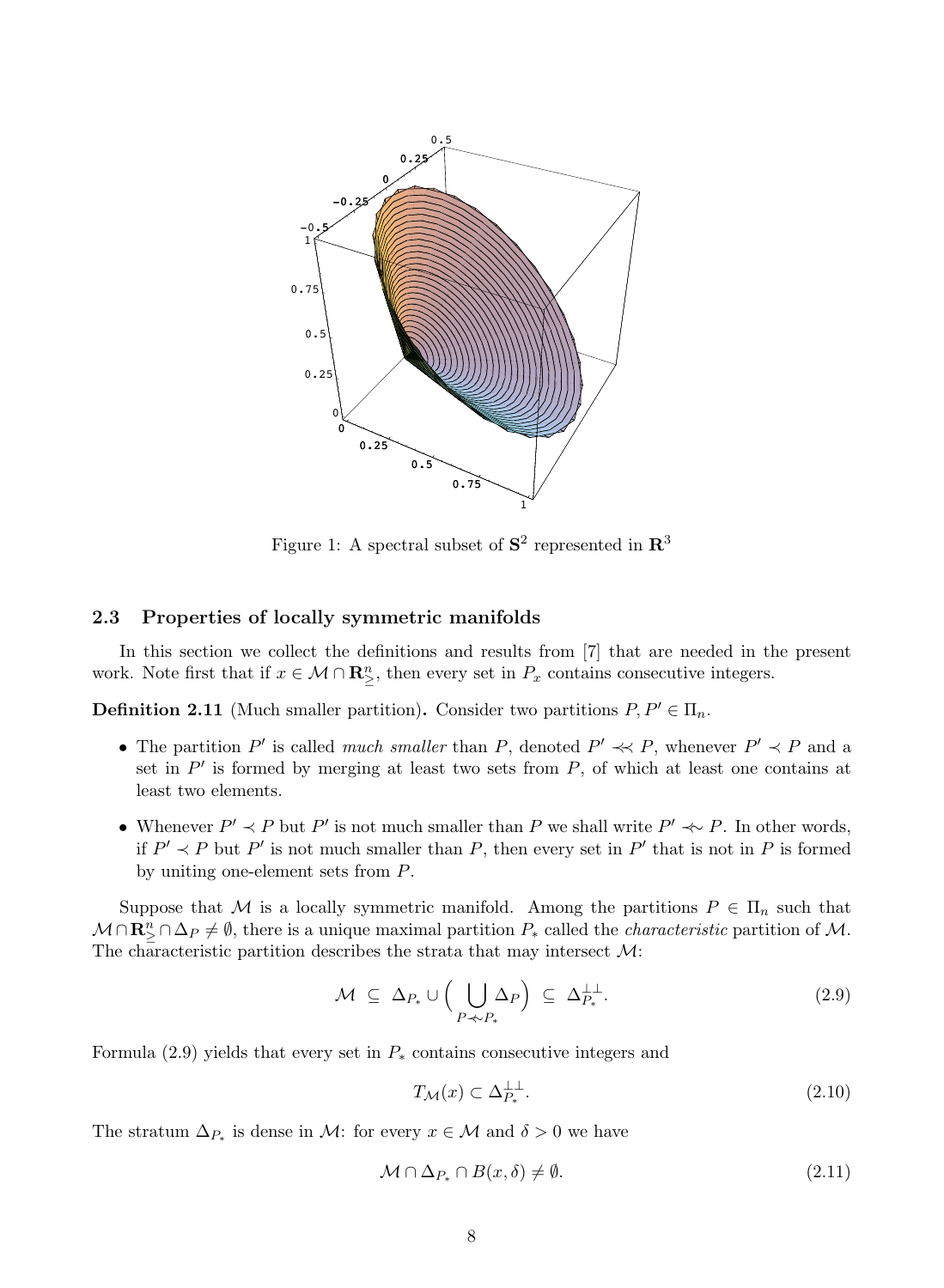Figure 1: A spectral subset of $\mathbf{S}^2$ represented in $\mathbf{R}^3$

### 2.3 Properties of locally symmetric manifolds

In this section we collect the definitions and results from [7] that are needed in the present work. Note first that if $x \in \mathcal{M} \cap \mathbf{R}^n_{\geq}$, then every set in $P_x$ contains consecutive integers.

**Definition 2.11** (Much smaller partition)**.** Consider two partitions $P, P' \in \Pi_n$.

- The partition $P'$ is called *much smaller* than $P$, denoted $P' \prec\!\!\prec P$, whenever $P' \prec P$ and a set in $P'$ is formed by merging at least two sets from $P$, of which at least one contains at least two elements.
- Whenever $P' \prec P$ but $P'$ is not much smaller than $P$ we shall write $P' \not\prec\!\!\prec P$. In other words, if $P' \prec P$ but $P'$ is not much smaller than $P$, then every set in $P'$ that is not in $P$ is formed by uniting one-element sets from $P$.

Suppose that $\mathcal{M}$ is a locally symmetric manifold. Among the partitions $P \in \Pi_n$ such that $\mathcal{M} \cap \mathbf{R}^n_{\geq} \cap \Delta_P \neq \emptyset$, there is a unique maximal partition $P_*$ called the *characteristic* partition of $\mathcal{M}$. The characteristic partition describes the strata that may intersect $\mathcal{M}$:

$$\mathcal{M} \;\subseteq\; \Delta_{P_*} \cup \Big( \bigcup_{P \not\prec\!\!\prec P_*} \Delta_P \Big) \;\subseteq\; \Delta_{P_*}^{\perp\perp}. \tag{2.9}$$

Formula (2.9) yields that every set in $P_*$ contains consecutive integers and

$$T_{\mathcal{M}}(x) \subset \Delta_{P_*}^{\perp\perp}. \tag{2.10}$$

The stratum $\Delta_{P_*}$ is dense in $\mathcal{M}$: for every $x \in \mathcal{M}$ and $\delta > 0$ we have

$$\mathcal{M} \cap \Delta_{P_*} \cap B(x, \delta) \neq \emptyset. \tag{2.11}$$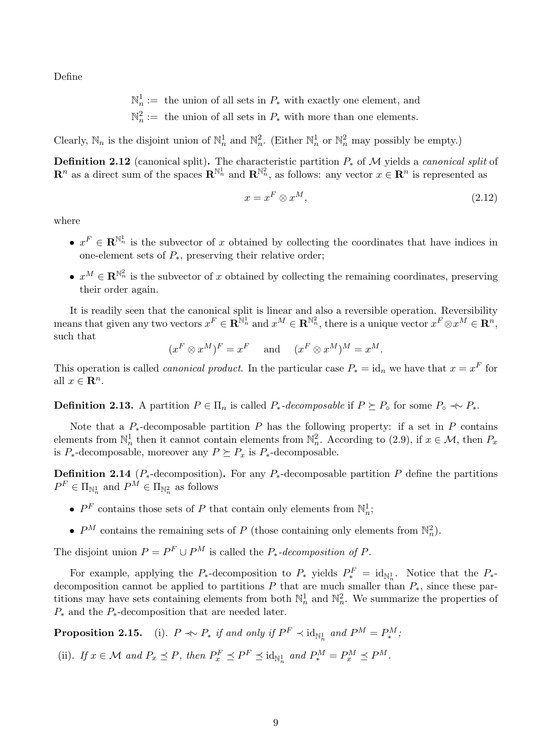Define

$$\mathbb{N}_n^1 := \text{ the union of all sets in } P_* \text{ with exactly one element, and}$$
$$\mathbb{N}_n^2 := \text{ the union of all sets in } P_* \text{ with more than one elements.}$$

Clearly, $\mathbb{N}_n$ is the disjoint union of $\mathbb{N}_n^1$ and $\mathbb{N}_n^2$. (Either $\mathbb{N}_n^1$ or $\mathbb{N}_n^2$ may possibly be empty.)

**Definition 2.12** (canonical split)**.** The characteristic partition $P_*$ of $\mathcal{M}$ yields a *canonical split* of $\mathbf{R}^n$ as a direct sum of the spaces $\mathbf{R}^{\mathbb{N}_n^1}$ and $\mathbf{R}^{\mathbb{N}_n^2}$, as follows: any vector $x \in \mathbf{R}^n$ is represented as

$$x = x^F \otimes x^M, \tag{2.12}$$

where

- $x^F \in \mathbf{R}^{\mathbb{N}_n^1}$ is the subvector of $x$ obtained by collecting the coordinates that have indices in one-element sets of $P_*$, preserving their relative order;
- $x^M \in \mathbf{R}^{\mathbb{N}_n^2}$ is the subvector of $x$ obtained by collecting the remaining coordinates, preserving their order again.

It is readily seen that the canonical split is linear and also a reversible operation. Reversibility means that given any two vectors $x^F \in \mathbf{R}^{\mathbb{N}_n^1}$ and $x^M \in \mathbf{R}^{\mathbb{N}_n^2}$, there is a unique vector $x^F \otimes x^M \in \mathbf{R}^n$, such that

$$(x^F \otimes x^M)^F = x^F \quad \text{ and } \quad (x^F \otimes x^M)^M = x^M.$$

This operation is called *canonical product*. In the particular case $P_* = \mathrm{id}_n$ we have that $x = x^F$ for all $x \in \mathbf{R}^n$.

**Definition 2.13.** A partition $P \in \Pi_n$ is called *$P_*$-decomposable* if $P \succeq P_\circ$ for some $P_\circ \prec\!\!\sim P_*$.

Note that a $P_*$-decomposable partition $P$ has the following property: if a set in $P$ contains elements from $\mathbb{N}_n^1$ then it cannot contain elements from $\mathbb{N}_n^2$. According to (2.9), if $x \in \mathcal{M}$, then $P_x$ is $P_*$-decomposable, moreover any $P \succeq P_x$ is $P_*$-decomposable.

**Definition 2.14** ($P_*$-decomposition)**.** For any $P_*$-decomposable partition $P$ define the partitions $P^F \in \Pi_{\mathbb{N}_n^1}$ and $P^M \in \Pi_{\mathbb{N}_n^2}$ as follows

- $P^F$ contains those sets of $P$ that contain only elements from $\mathbb{N}_n^1$;
- $P^M$ contains the remaining sets of $P$ (those containing only elements from $\mathbb{N}_n^2$).

The disjoint union $P = P^F \cup P^M$ is called the *$P_*$-decomposition of $P$*.

For example, applying the $P_*$-decomposition to $P_*$ yields $P_*^F = \mathrm{id}_{\mathbb{N}_n^1}$. Notice that the $P_*$-decomposition cannot be applied to partitions $P$ that are much smaller than $P_*$, since these partitions may have sets containing elements from both $\mathbb{N}_n^1$ and $\mathbb{N}_n^2$. We summarize the properties of $P_*$ and the $P_*$-decomposition that are needed later.

**Proposition 2.15.** (i). *$P \prec\!\!\sim P_*$ if and only if $P^F \prec \mathrm{id}_{\mathbb{N}_n^1}$ and $P^M = P_*^M$;*

(ii). *If $x \in \mathcal{M}$ and $P_x \preceq P$, then $P_x^F \preceq P^F \preceq \mathrm{id}_{\mathbb{N}_n^1}$ and $P_*^M = P_x^M \preceq P^M$.*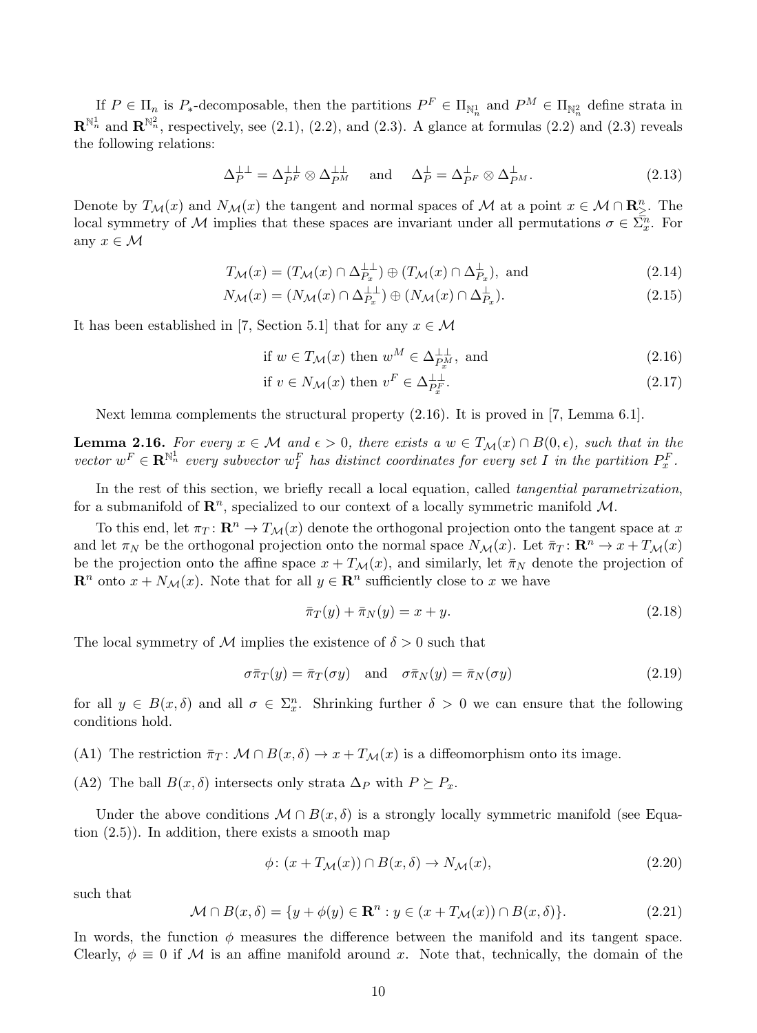If $P \in \Pi_n$ is $P_*$-decomposable, then the partitions $P^F \in \Pi_{\mathbb{N}_n^1}$ and $P^M \in \Pi_{\mathbb{N}_n^2}$ define strata in $\mathbf{R}^{\mathbb{N}_n^1}$ and $\mathbf{R}^{\mathbb{N}_n^2}$, respectively, see (2.1), (2.2), and (2.3). A glance at formulas (2.2) and (2.3) reveals the following relations:

$$\Delta_P^{\perp\perp} = \Delta_{P^F}^{\perp\perp} \otimes \Delta_{P^M}^{\perp\perp} \quad \text{and} \quad \Delta_P^{\perp} = \Delta_{P^F}^{\perp} \otimes \Delta_{P^M}^{\perp}. \tag{2.13}$$

Denote by $T_{\mathcal{M}}(x)$ and $N_{\mathcal{M}}(x)$ the tangent and normal spaces of $\mathcal{M}$ at a point $x \in \mathcal{M} \cap \mathbf{R}^n_{\geq}$. The local symmetry of $\mathcal{M}$ implies that these spaces are invariant under all permutations $\sigma \in \Sigma_x^n$. For any $x \in \mathcal{M}$

$$T_{\mathcal{M}}(x) = (T_{\mathcal{M}}(x) \cap \Delta_{P_x}^{\perp\perp}) \oplus (T_{\mathcal{M}}(x) \cap \Delta_{P_x}^{\perp}), \text{ and} \tag{2.14}$$

$$N_{\mathcal{M}}(x) = (N_{\mathcal{M}}(x) \cap \Delta_{P_x}^{\perp\perp}) \oplus (N_{\mathcal{M}}(x) \cap \Delta_{P_x}^{\perp}). \tag{2.15}$$

It has been established in [7, Section 5.1] that for any $x \in \mathcal{M}$

$$\text{if } w \in T_{\mathcal{M}}(x) \text{ then } w^M \in \Delta_{P_x^M}^{\perp\perp}, \text{ and} \tag{2.16}$$

$$\text{if } v \in N_{\mathcal{M}}(x) \text{ then } v^F \in \Delta_{P_x^F}^{\perp\perp}. \tag{2.17}$$

Next lemma complements the structural property (2.16). It is proved in [7, Lemma 6.1].

**Lemma 2.16.** *For every $x \in \mathcal{M}$ and $\epsilon > 0$, there exists a $w \in T_{\mathcal{M}}(x) \cap B(0, \epsilon)$, such that in the vector $w^F \in \mathbf{R}^{\mathbb{N}_n^1}$ every subvector $w_I^F$ has distinct coordinates for every set $I$ in the partition $P_x^F$.*

In the rest of this section, we briefly recall a local equation, called *tangential parametrization*, for a submanifold of $\mathbf{R}^n$, specialized to our context of a locally symmetric manifold $\mathcal{M}$.

To this end, let $\pi_T \colon \mathbf{R}^n \to T_{\mathcal{M}}(x)$ denote the orthogonal projection onto the tangent space at $x$ and let $\pi_N$ be the orthogonal projection onto the normal space $N_{\mathcal{M}}(x)$. Let $\bar{\pi}_T \colon \mathbf{R}^n \to x + T_{\mathcal{M}}(x)$ be the projection onto the affine space $x + T_{\mathcal{M}}(x)$, and similarly, let $\bar{\pi}_N$ denote the projection of $\mathbf{R}^n$ onto $x + N_{\mathcal{M}}(x)$. Note that for all $y \in \mathbf{R}^n$ sufficiently close to $x$ we have

$$\bar{\pi}_T(y) + \bar{\pi}_N(y) = x + y. \tag{2.18}$$

The local symmetry of $\mathcal{M}$ implies the existence of $\delta > 0$ such that

$$\sigma \bar{\pi}_T(y) = \bar{\pi}_T(\sigma y) \quad \text{and} \quad \sigma \bar{\pi}_N(y) = \bar{\pi}_N(\sigma y) \tag{2.19}$$

for all $y \in B(x, \delta)$ and all $\sigma \in \Sigma_x^n$. Shrinking further $\delta > 0$ we can ensure that the following conditions hold.

(A1) The restriction $\bar{\pi}_T \colon \mathcal{M} \cap B(x, \delta) \to x + T_{\mathcal{M}}(x)$ is a diffeomorphism onto its image.

(A2) The ball $B(x, \delta)$ intersects only strata $\Delta_P$ with $P \succeq P_x$.

Under the above conditions $\mathcal{M} \cap B(x, \delta)$ is a strongly locally symmetric manifold (see Equation (2.5)). In addition, there exists a smooth map

$$\phi \colon (x + T_{\mathcal{M}}(x)) \cap B(x, \delta) \to N_{\mathcal{M}}(x), \tag{2.20}$$

such that

$$\mathcal{M} \cap B(x, \delta) = \{y + \phi(y) \in \mathbf{R}^n : y \in (x + T_{\mathcal{M}}(x)) \cap B(x, \delta)\}. \tag{2.21}$$

In words, the function $\phi$ measures the difference between the manifold and its tangent space. Clearly, $\phi \equiv 0$ if $\mathcal{M}$ is an affine manifold around $x$. Note that, technically, the domain of the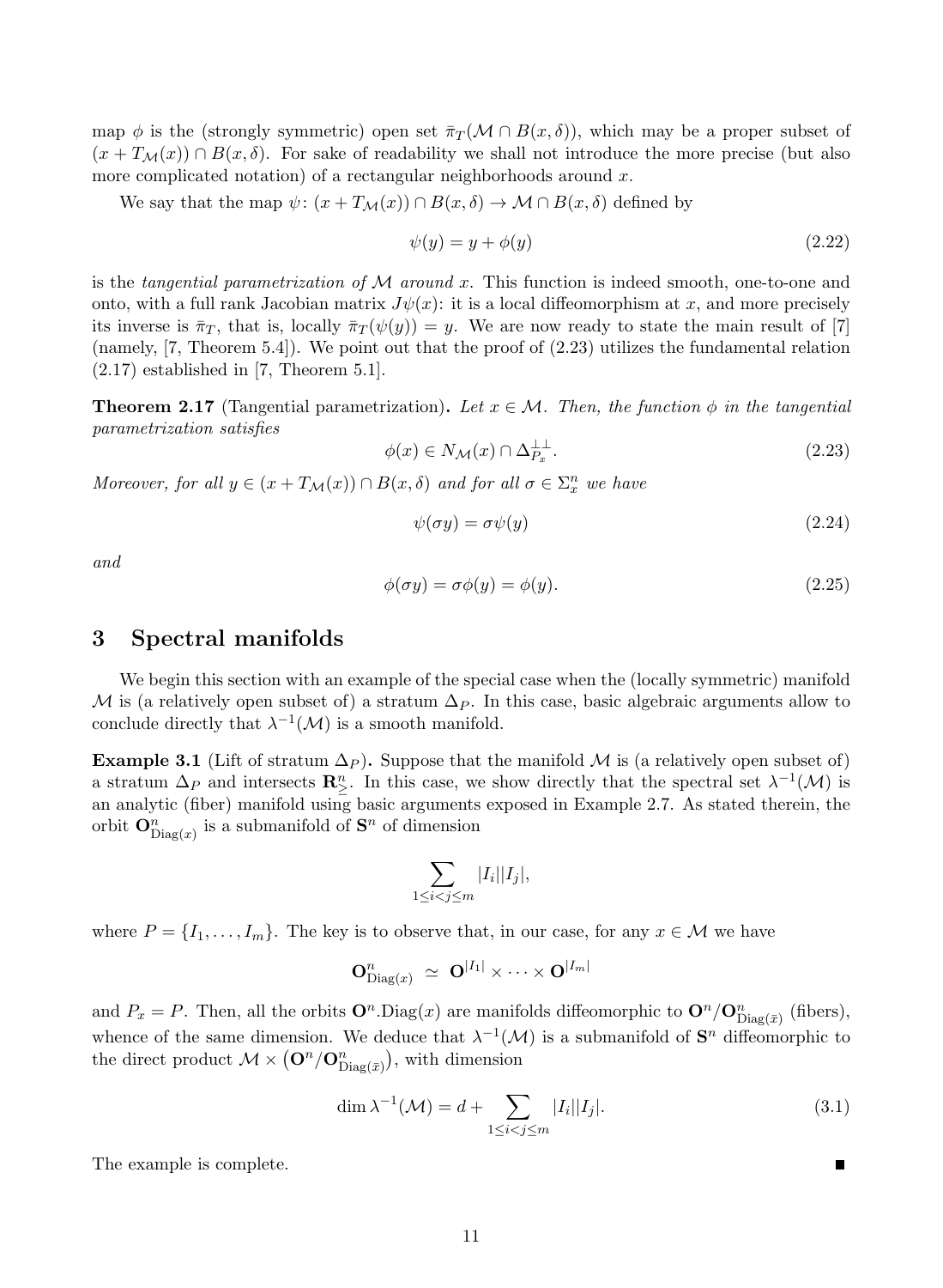map $\phi$ is the (strongly symmetric) open set $\bar{\pi}_T(\mathcal{M} \cap B(x,\delta))$, which may be a proper subset of $(x + T_{\mathcal{M}}(x)) \cap B(x,\delta)$. For sake of readability we shall not introduce the more precise (but also more complicated notation) of a rectangular neighborhoods around $x$.

We say that the map $\psi\colon (x + T_{\mathcal{M}}(x)) \cap B(x,\delta) \to \mathcal{M} \cap B(x,\delta)$ defined by

$$\psi(y) = y + \phi(y) \tag{2.22}$$

is the *tangential parametrization of $\mathcal{M}$ around $x$*. This function is indeed smooth, one-to-one and onto, with a full rank Jacobian matrix $J\psi(x)$: it is a local diffeomorphism at $x$, and more precisely its inverse is $\bar{\pi}_T$, that is, locally $\bar{\pi}_T(\psi(y)) = y$. We are now ready to state the main result of [7] (namely, [7, Theorem 5.4]). We point out that the proof of (2.23) utilizes the fundamental relation (2.17) established in [7, Theorem 5.1].

**Theorem 2.17** (Tangential parametrization)**.** *Let $x \in \mathcal{M}$. Then, the function $\phi$ in the tangential parametrization satisfies*

$$\phi(x) \in N_{\mathcal{M}}(x) \cap \Delta_{P_x}^{\perp\perp}. \tag{2.23}$$

*Moreover, for all $y \in (x + T_{\mathcal{M}}(x)) \cap B(x,\delta)$ and for all $\sigma \in \Sigma_x^n$ we have*

$$\psi(\sigma y) = \sigma\psi(y) \tag{2.24}$$

*and*

$$\phi(\sigma y) = \sigma\phi(y) = \phi(y). \tag{2.25}$$

# 3 Spectral manifolds

We begin this section with an example of the special case when the (locally symmetric) manifold $\mathcal{M}$ is (a relatively open subset of) a stratum $\Delta_P$. In this case, basic algebraic arguments allow to conclude directly that $\lambda^{-1}(\mathcal{M})$ is a smooth manifold.

**Example 3.1** (Lift of stratum $\Delta_P$)**.** Suppose that the manifold $\mathcal{M}$ is (a relatively open subset of) a stratum $\Delta_P$ and intersects $\mathbf{R}^n_{\geq}$. In this case, we show directly that the spectral set $\lambda^{-1}(\mathcal{M})$ is an analytic (fiber) manifold using basic arguments exposed in Example 2.7. As stated therein, the orbit $\mathbf{O}^n_{\mathrm{Diag}(x)}$ is a submanifold of $\mathbf{S}^n$ of dimension

$$\sum_{1 \leq i < j \leq m} |I_i||I_j|,$$

where $P = \{I_1, \ldots, I_m\}$. The key is to observe that, in our case, for any $x \in \mathcal{M}$ we have

$$\mathbf{O}^n_{\mathrm{Diag}(x)} \;\simeq\; \mathbf{O}^{|I_1|} \times \cdots \times \mathbf{O}^{|I_m|}$$

and $P_x = P$. Then, all the orbits $\mathbf{O}^n.\mathrm{Diag}(x)$ are manifolds diffeomorphic to $\mathbf{O}^n/\mathbf{O}^n_{\mathrm{Diag}(\bar{x})}$ (fibers), whence of the same dimension. We deduce that $\lambda^{-1}(\mathcal{M})$ is a submanifold of $\mathbf{S}^n$ diffeomorphic to the direct product $\mathcal{M} \times \left(\mathbf{O}^n/\mathbf{O}^n_{\mathrm{Diag}(\bar{x})}\right)$, with dimension

$$\dim \lambda^{-1}(\mathcal{M}) = d + \sum_{1 \leq i < j \leq m} |I_i||I_j|. \tag{3.1}$$

The example is complete. ∎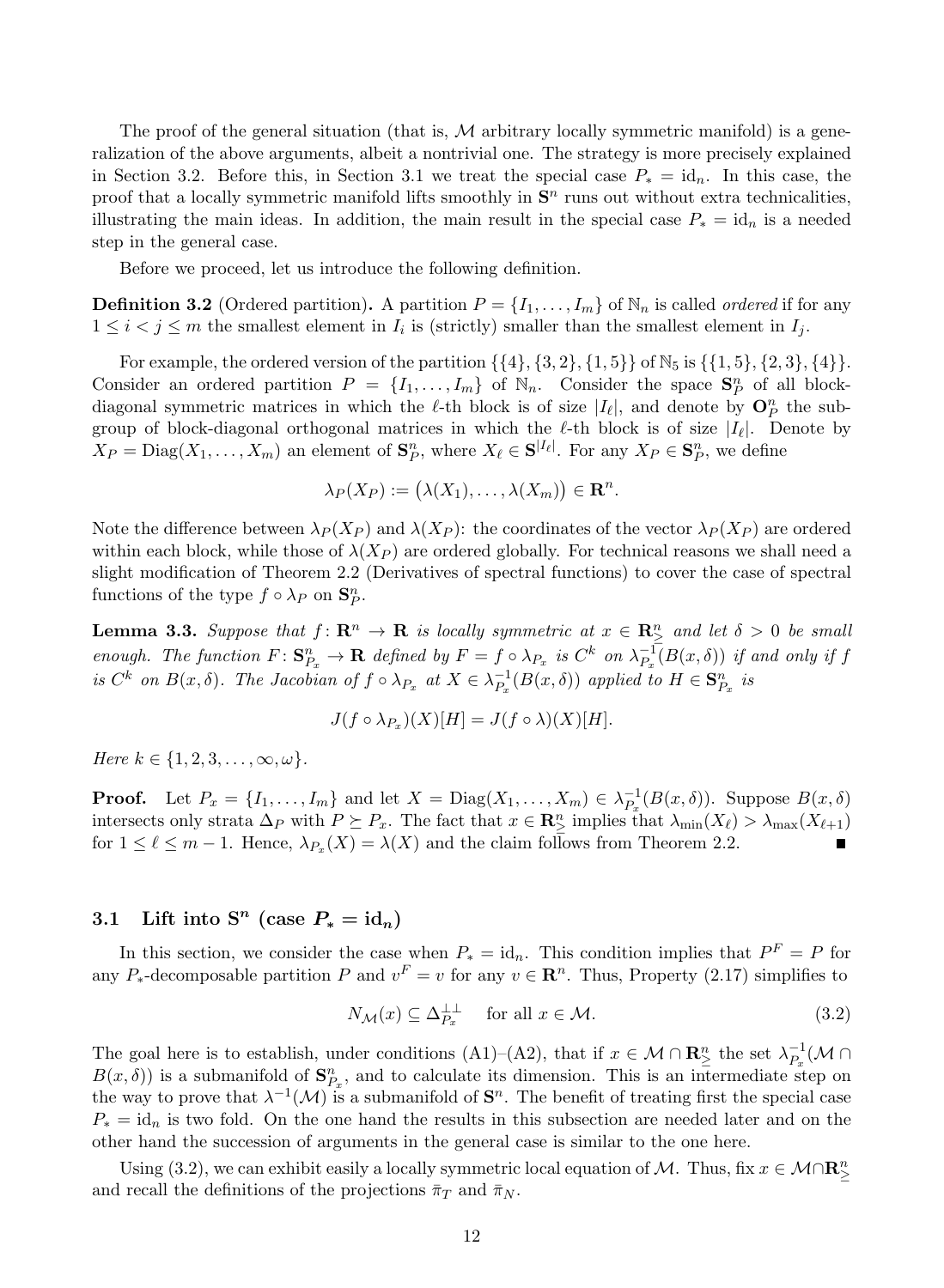The proof of the general situation (that is, $\mathcal{M}$ arbitrary locally symmetric manifold) is a generalization of the above arguments, albeit a nontrivial one. The strategy is more precisely explained in Section 3.2. Before this, in Section 3.1 we treat the special case $P_* = \mathrm{id}_n$. In this case, the proof that a locally symmetric manifold lifts smoothly in $\mathbf{S}^n$ runs out without extra technicalities, illustrating the main ideas. In addition, the main result in the special case $P_* = \mathrm{id}_n$ is a needed step in the general case.

Before we proceed, let us introduce the following definition.

**Definition 3.2** (Ordered partition)**.** A partition $P = \{I_1, \ldots, I_m\}$ of $\mathbb{N}_n$ is called *ordered* if for any $1 \le i < j \le m$ the smallest element in $I_i$ is (strictly) smaller than the smallest element in $I_j$.

For example, the ordered version of the partition $\{\{4\}, \{3, 2\}, \{1, 5\}\}$ of $\mathbb{N}_5$ is $\{\{1, 5\}, \{2, 3\}, \{4\}\}$. Consider an ordered partition $P = \{I_1, \ldots, I_m\}$ of $\mathbb{N}_n$. Consider the space $\mathbf{S}^n_P$ of all block-diagonal symmetric matrices in which the $\ell$-th block is of size $|I_\ell|$, and denote by $\mathbf{O}^n_P$ the subgroup of block-diagonal orthogonal matrices in which the $\ell$-th block is of size $|I_\ell|$. Denote by $X_P = \mathrm{Diag}(X_1, \ldots, X_m)$ an element of $\mathbf{S}^n_P$, where $X_\ell \in \mathbf{S}^{|I_\ell|}$. For any $X_P \in \mathbf{S}^n_P$, we define

$$\lambda_P(X_P) := \big(\lambda(X_1), \ldots, \lambda(X_m)\big) \in \mathbf{R}^n.$$

Note the difference between $\lambda_P(X_P)$ and $\lambda(X_P)$: the coordinates of the vector $\lambda_P(X_P)$ are ordered within each block, while those of $\lambda(X_P)$ are ordered globally. For technical reasons we shall need a slight modification of Theorem 2.2 (Derivatives of spectral functions) to cover the case of spectral functions of the type $f \circ \lambda_P$ on $\mathbf{S}^n_P$.

**Lemma 3.3.** *Suppose that $f\colon \mathbf{R}^n \to \mathbf{R}$ is locally symmetric at $x \in \mathbf{R}^n_{\ge}$ and let $\delta > 0$ be small enough. The function $F\colon \mathbf{S}^n_{P_x} \to \mathbf{R}$ defined by $F = f \circ \lambda_{P_x}$ is $C^k$ on $\lambda^{-1}_{P_x}(B(x, \delta))$ if and only if $f$ is $C^k$ on $B(x, \delta)$. The Jacobian of $f \circ \lambda_{P_x}$ at $X \in \lambda^{-1}_{P_x}(B(x, \delta))$ applied to $H \in \mathbf{S}^n_{P_x}$ is*

$$J(f \circ \lambda_{P_x})(X)[H] = J(f \circ \lambda)(X)[H].$$

*Here $k \in \{1, 2, 3, \ldots, \infty, \omega\}$.*

**Proof.** Let $P_x = \{I_1, \ldots, I_m\}$ and let $X = \mathrm{Diag}(X_1, \ldots, X_m) \in \lambda^{-1}_{P_x}(B(x, \delta))$. Suppose $B(x, \delta)$ intersects only strata $\Delta_P$ with $P \succeq P_x$. The fact that $x \in \mathbf{R}^n_{\ge}$ implies that $\lambda_{\min}(X_\ell) > \lambda_{\max}(X_{\ell+1})$ for $1 \le \ell \le m - 1$. Hence, $\lambda_{P_x}(X) = \lambda(X)$ and the claim follows from Theorem 2.2. ∎

## 3.1 Lift into $\mathbf{S}^n$ (case $P_* = \mathrm{id}_n$)

In this section, we consider the case when $P_* = \mathrm{id}_n$. This condition implies that $P^F = P$ for any $P_*$-decomposable partition $P$ and $v^F = v$ for any $v \in \mathbf{R}^n$. Thus, Property (2.17) simplifies to

$$N_{\mathcal{M}}(x) \subseteq \Delta^{\perp\perp}_{P_x} \quad \text{ for all } x \in \mathcal{M}. \tag{3.2}$$

The goal here is to establish, under conditions (A1)–(A2), that if $x \in \mathcal{M} \cap \mathbf{R}^n_{\ge}$ the set $\lambda^{-1}_{P_x}(\mathcal{M} \cap B(x, \delta))$ is a submanifold of $\mathbf{S}^n_{P_x}$, and to calculate its dimension. This is an intermediate step on the way to prove that $\lambda^{-1}(\mathcal{M})$ is a submanifold of $\mathbf{S}^n$. The benefit of treating first the special case $P_* = \mathrm{id}_n$ is two fold. On the one hand the results in this subsection are needed later and on the other hand the succession of arguments in the general case is similar to the one here.

Using (3.2), we can exhibit easily a locally symmetric local equation of $\mathcal{M}$. Thus, fix $x \in \mathcal{M} \cap \mathbf{R}^n_{\ge}$ and recall the definitions of the projections $\bar{\pi}_T$ and $\bar{\pi}_N$.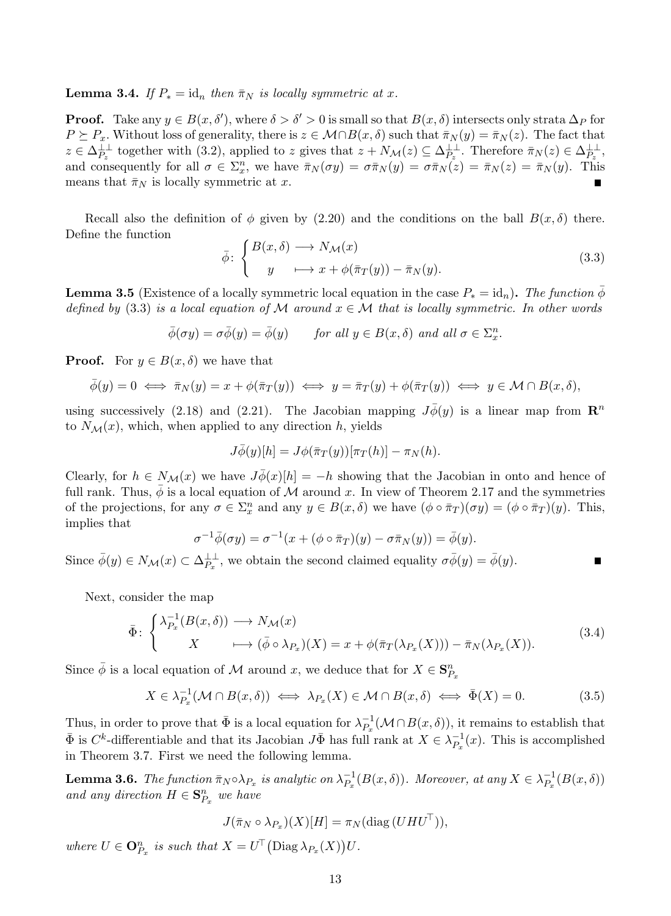**Lemma 3.4.** *If $P_* = \mathrm{id}_n$ then $\bar{\pi}_N$ is locally symmetric at $x$.*

**Proof.** Take any $y \in B(x, \delta')$, where $\delta > \delta' > 0$ is small so that $B(x, \delta)$ intersects only strata $\Delta_P$ for $P \succeq P_x$. Without loss of generality, there is $z \in \mathcal{M} \cap B(x, \delta)$ such that $\bar{\pi}_N(y) = \bar{\pi}_N(z)$. The fact that $z \in \Delta_{P_z}^{\perp\perp}$ together with (3.2), applied to $z$ gives that $z + N_{\mathcal{M}}(z) \subseteq \Delta_{P_z}^{\perp\perp}$. Therefore $\bar{\pi}_N(z) \in \Delta_{P_z}^{\perp\perp}$, and consequently for all $\sigma \in \Sigma_x^n$, we have $\bar{\pi}_N(\sigma y) = \sigma \bar{\pi}_N(y) = \sigma \bar{\pi}_N(z) = \bar{\pi}_N(z) = \bar{\pi}_N(y)$. This means that $\bar{\pi}_N$ is locally symmetric at $x$. ∎

Recall also the definition of $\phi$ given by (2.20) and the conditions on the ball $B(x, \delta)$ there. Define the function

$$\bar{\phi}\colon \begin{cases} B(x, \delta) \longrightarrow N_{\mathcal{M}}(x) \\ \quad y \quad \longmapsto x + \phi(\bar{\pi}_T(y)) - \bar{\pi}_N(y). \end{cases} \tag{3.3}$$

**Lemma 3.5** (Existence of a locally symmetric local equation in the case $P_* = \mathrm{id}_n$)**.** *The function $\bar{\phi}$ defined by (3.3) is a local equation of $\mathcal{M}$ around $x \in \mathcal{M}$ that is locally symmetric. In other words*

$$\bar{\phi}(\sigma y) = \sigma \bar{\phi}(y) = \bar{\phi}(y) \qquad \textit{for all } y \in B(x, \delta) \textit{ and all } \sigma \in \Sigma_x^n.$$

**Proof.** For $y \in B(x, \delta)$ we have that

$$\bar{\phi}(y) = 0 \iff \bar{\pi}_N(y) = x + \phi(\bar{\pi}_T(y)) \iff y = \bar{\pi}_T(y) + \phi(\bar{\pi}_T(y)) \iff y \in \mathcal{M} \cap B(x, \delta),$$

using successively (2.18) and (2.21). The Jacobian mapping $J\bar{\phi}(y)$ is a linear map from $\mathbf{R}^n$ to $N_{\mathcal{M}}(x)$, which, when applied to any direction $h$, yields

$$J\bar{\phi}(y)[h] = J\phi(\bar{\pi}_T(y))[\pi_T(h)] - \pi_N(h).$$

Clearly, for $h \in N_{\mathcal{M}}(x)$ we have $J\bar{\phi}(x)[h] = -h$ showing that the Jacobian in onto and hence of full rank. Thus, $\bar{\phi}$ is a local equation of $\mathcal{M}$ around $x$. In view of Theorem 2.17 and the symmetries of the projections, for any $\sigma \in \Sigma_x^n$ and any $y \in B(x, \delta)$ we have $(\phi \circ \bar{\pi}_T)(\sigma y) = (\phi \circ \bar{\pi}_T)(y)$. This, implies that

$$\sigma^{-1} \bar{\phi}(\sigma y) = \sigma^{-1}(x + (\phi \circ \bar{\pi}_T)(y) - \sigma \bar{\pi}_N(y)) = \bar{\phi}(y).$$

Since $\bar{\phi}(y) \in N_{\mathcal{M}}(x) \subset \Delta_{P_x}^{\perp\perp}$, we obtain the second claimed equality $\sigma \bar{\phi}(y) = \bar{\phi}(y)$. ∎

Next, consider the map

$$\bar{\Phi}\colon \begin{cases} \lambda_{P_x}^{-1}(B(x, \delta)) \longrightarrow N_{\mathcal{M}}(x) \\ \qquad X \qquad \longmapsto (\bar{\phi} \circ \lambda_{P_x})(X) = x + \phi(\bar{\pi}_T(\lambda_{P_x}(X))) - \bar{\pi}_N(\lambda_{P_x}(X)). \end{cases} \tag{3.4}$$

Since $\bar{\phi}$ is a local equation of $\mathcal{M}$ around $x$, we deduce that for $X \in \mathbf{S}_{P_x}^n$

$$X \in \lambda_{P_x}^{-1}(\mathcal{M} \cap B(x, \delta)) \iff \lambda_{P_x}(X) \in \mathcal{M} \cap B(x, \delta) \iff \bar{\Phi}(X) = 0. \tag{3.5}$$

Thus, in order to prove that $\bar{\Phi}$ is a local equation for $\lambda_{P_x}^{-1}(\mathcal{M} \cap B(x, \delta))$, it remains to establish that $\bar{\Phi}$ is $C^k$-differentiable and that its Jacobian $J\bar{\Phi}$ has full rank at $X \in \lambda_{P_x}^{-1}(x)$. This is accomplished in Theorem 3.7. First we need the following lemma.

**Lemma 3.6.** *The function $\bar{\pi}_N \circ \lambda_{P_x}$ is analytic on $\lambda_{P_x}^{-1}(B(x, \delta))$. Moreover, at any $X \in \lambda_{P_x}^{-1}(B(x, \delta))$ and any direction $H \in \mathbf{S}_{P_x}^n$ we have*

$$J(\bar{\pi}_N \circ \lambda_{P_x})(X)[H] = \pi_N(\mathrm{diag}\,(UHU^\top)),$$

*where $U \in \mathbf{O}_{P_x}^n$ is such that $X = U^\top \big(\mathrm{Diag}\, \lambda_{P_x}(X)\big) U$.*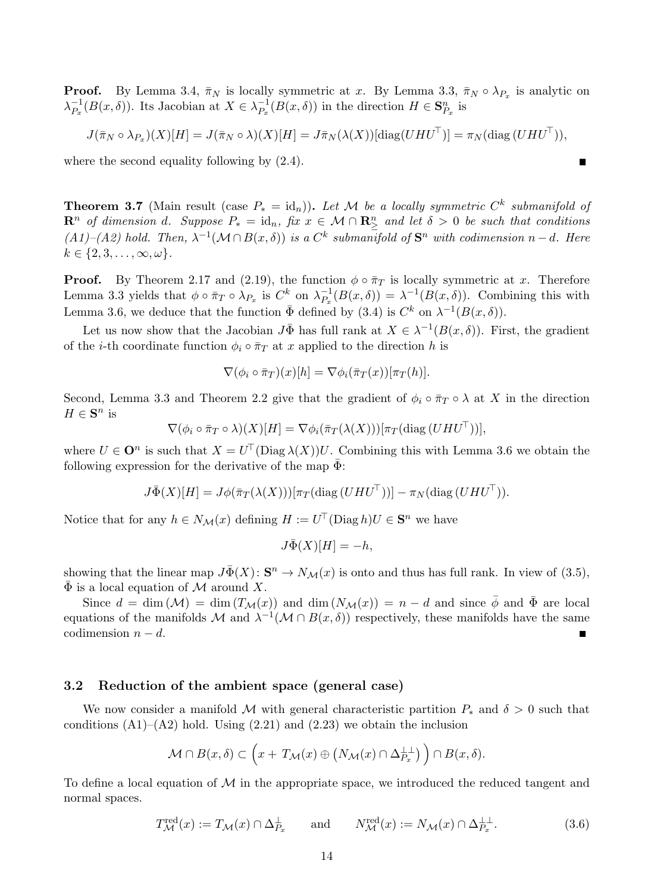**Proof.** By Lemma 3.4, $\bar{\pi}_N$ is locally symmetric at $x$. By Lemma 3.3, $\bar{\pi}_N \circ \lambda_{P_x}$ is analytic on $\lambda_{P_x}^{-1}(B(x,\delta))$. Its Jacobian at $X \in \lambda_{P_x}^{-1}(B(x,\delta))$ in the direction $H \in \mathbf{S}^n_{P_x}$ is

$$J(\bar{\pi}_N \circ \lambda_{P_x})(X)[H] = J(\bar{\pi}_N \circ \lambda)(X)[H] = J\bar{\pi}_N(\lambda(X))[\operatorname{diag}(UHU^\top)] = \pi_N(\operatorname{diag}(UHU^\top)),$$

where the second equality following by (2.4). ∎

**Theorem 3.7** (Main result (case $P_* = \mathrm{id}_n$))**.** *Let $\mathcal{M}$ be a locally symmetric $C^k$ submanifold of $\mathbf{R}^n$ of dimension $d$. Suppose $P_* = \mathrm{id}_n$, fix $x \in \mathcal{M} \cap \mathbf{R}^n_{\geq}$ and let $\delta > 0$ be such that conditions (A1)–(A2) hold. Then, $\lambda^{-1}(\mathcal{M} \cap B(x,\delta))$ is a $C^k$ submanifold of $\mathbf{S}^n$ with codimension $n-d$. Here $k \in \{2, 3, \ldots, \infty, \omega\}$.*

**Proof.** By Theorem 2.17 and (2.19), the function $\phi \circ \bar{\pi}_T$ is locally symmetric at $x$. Therefore Lemma 3.3 yields that $\phi \circ \bar{\pi}_T \circ \lambda_{P_x}$ is $C^k$ on $\lambda_{P_x}^{-1}(B(x,\delta)) = \lambda^{-1}(B(x,\delta))$. Combining this with Lemma 3.6, we deduce that the function $\bar{\Phi}$ defined by (3.4) is $C^k$ on $\lambda^{-1}(B(x,\delta))$.

Let us now show that the Jacobian $J\bar{\Phi}$ has full rank at $X \in \lambda^{-1}(B(x,\delta))$. First, the gradient of the $i$-th coordinate function $\phi_i \circ \bar{\pi}_T$ at $x$ applied to the direction $h$ is

$$\nabla(\phi_i \circ \bar{\pi}_T)(x)[h] = \nabla\phi_i(\bar{\pi}_T(x))[\pi_T(h)].$$

Second, Lemma 3.3 and Theorem 2.2 give that the gradient of $\phi_i \circ \bar{\pi}_T \circ \lambda$ at $X$ in the direction $H \in \mathbf{S}^n$ is

$$\nabla(\phi_i \circ \bar{\pi}_T \circ \lambda)(X)[H] = \nabla\phi_i(\bar{\pi}_T(\lambda(X)))[\pi_T(\operatorname{diag}(UHU^\top))],$$

where $U \in \mathbf{O}^n$ is such that $X = U^\top(\operatorname{Diag}\lambda(X))U$. Combining this with Lemma 3.6 we obtain the following expression for the derivative of the map $\bar{\Phi}$:

$$J\bar{\Phi}(X)[H] = J\phi(\bar{\pi}_T(\lambda(X)))[\pi_T(\operatorname{diag}(UHU^\top))] - \pi_N(\operatorname{diag}(UHU^\top)).$$

Notice that for any $h \in N_{\mathcal{M}}(x)$ defining $H := U^\top(\operatorname{Diag} h)U \in \mathbf{S}^n$ we have

$$J\bar{\Phi}(X)[H] = -h,$$

showing that the linear map $J\bar{\Phi}(X)\colon \mathbf{S}^n \to N_{\mathcal{M}}(x)$ is onto and thus has full rank. In view of (3.5), $\bar{\Phi}$ is a local equation of $\mathcal{M}$ around $X$.

Since $d = \dim(\mathcal{M}) = \dim(T_{\mathcal{M}}(x))$ and $\dim(N_{\mathcal{M}}(x)) = n - d$ and since $\bar{\phi}$ and $\bar{\Phi}$ are local equations of the manifolds $\mathcal{M}$ and $\lambda^{-1}(\mathcal{M} \cap B(x,\delta))$ respectively, these manifolds have the same codimension $n-d$. ∎

### 3.2 Reduction of the ambient space (general case)

We now consider a manifold $\mathcal{M}$ with general characteristic partition $P_*$ and $\delta > 0$ such that conditions (A1)–(A2) hold. Using (2.21) and (2.23) we obtain the inclusion

$$\mathcal{M} \cap B(x,\delta) \subset \Big(x + T_{\mathcal{M}}(x) \oplus \big(N_{\mathcal{M}}(x) \cap \Delta_{P_x}^{\perp\perp}\big)\Big) \cap B(x,\delta).$$

To define a local equation of $\mathcal{M}$ in the appropriate space, we introduced the reduced tangent and normal spaces.

$$T_{\mathcal{M}}^{\mathrm{red}}(x) := T_{\mathcal{M}}(x) \cap \Delta_{P_x}^{\perp} \qquad \text{and} \qquad N_{\mathcal{M}}^{\mathrm{red}}(x) := N_{\mathcal{M}}(x) \cap \Delta_{P_x}^{\perp\perp}. \tag{3.6}$$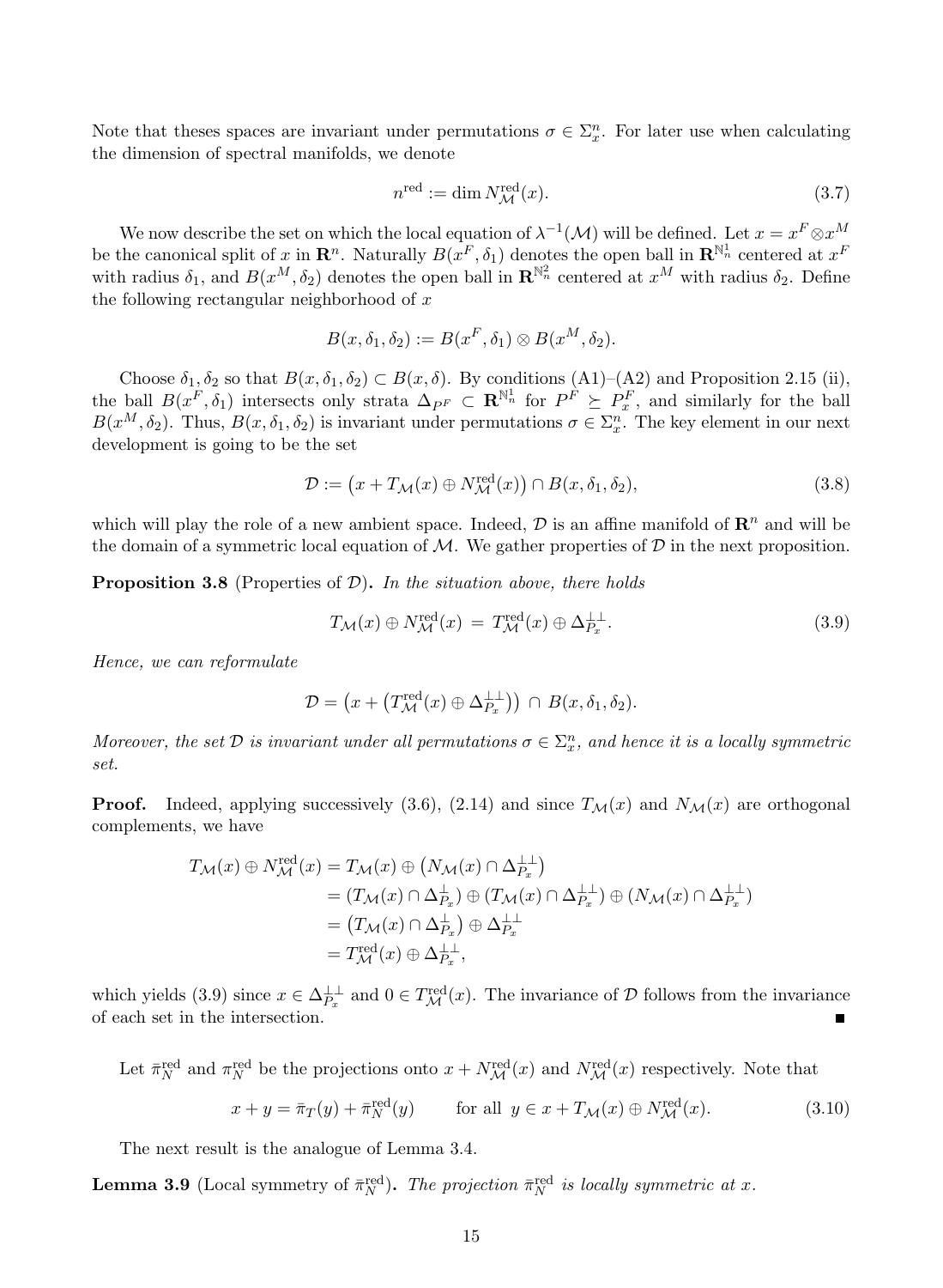Note that theses spaces are invariant under permutations $\sigma \in \Sigma_x^n$. For later use when calculating the dimension of spectral manifolds, we denote

$$n^{\mathrm{red}} := \dim N_{\mathcal{M}}^{\mathrm{red}}(x). \tag{3.7}$$

We now describe the set on which the local equation of $\lambda^{-1}(\mathcal{M})$ will be defined. Let $x = x^F \otimes x^M$ be the canonical split of $x$ in $\mathbf{R}^n$. Naturally $B(x^F, \delta_1)$ denotes the open ball in $\mathbf{R}^{\mathbb{N}_n^1}$ centered at $x^F$ with radius $\delta_1$, and $B(x^M, \delta_2)$ denotes the open ball in $\mathbf{R}^{\mathbb{N}_n^2}$ centered at $x^M$ with radius $\delta_2$. Define the following rectangular neighborhood of $x$

$$B(x, \delta_1, \delta_2) := B(x^F, \delta_1) \otimes B(x^M, \delta_2).$$

Choose $\delta_1, \delta_2$ so that $B(x, \delta_1, \delta_2) \subset B(x, \delta)$. By conditions (A1)–(A2) and Proposition 2.15 (ii), the ball $B(x^F, \delta_1)$ intersects only strata $\Delta_{P^F} \subset \mathbf{R}^{\mathbb{N}_n^1}$ for $P^F \succeq P_x^F$, and similarly for the ball $B(x^M, \delta_2)$. Thus, $B(x, \delta_1, \delta_2)$ is invariant under permutations $\sigma \in \Sigma_x^n$. The key element in our next development is going to be the set

$$\mathcal{D} := \big(x + T_{\mathcal{M}}(x) \oplus N_{\mathcal{M}}^{\mathrm{red}}(x)\big) \cap B(x, \delta_1, \delta_2), \tag{3.8}$$

which will play the role of a new ambient space. Indeed, $\mathcal{D}$ is an affine manifold of $\mathbf{R}^n$ and will be the domain of a symmetric local equation of $\mathcal{M}$. We gather properties of $\mathcal{D}$ in the next proposition.

**Proposition 3.8** (Properties of $\mathcal{D}$)**.** *In the situation above, there holds*

$$T_{\mathcal{M}}(x) \oplus N_{\mathcal{M}}^{\mathrm{red}}(x) \;=\; T_{\mathcal{M}}^{\mathrm{red}}(x) \oplus \Delta_{P_x}^{\perp\perp}. \tag{3.9}$$

*Hence, we can reformulate*

$$\mathcal{D} = \big(x + \big(T_{\mathcal{M}}^{\mathrm{red}}(x) \oplus \Delta_{P_x}^{\perp\perp}\big)\big) \;\cap\; B(x, \delta_1, \delta_2).$$

*Moreover, the set $\mathcal{D}$ is invariant under all permutations $\sigma \in \Sigma_x^n$, and hence it is a locally symmetric set.*

**Proof.** Indeed, applying successively (3.6), (2.14) and since $T_{\mathcal{M}}(x)$ and $N_{\mathcal{M}}(x)$ are orthogonal complements, we have

$$\begin{aligned}
T_{\mathcal{M}}(x) \oplus N_{\mathcal{M}}^{\mathrm{red}}(x) &= T_{\mathcal{M}}(x) \oplus \big(N_{\mathcal{M}}(x) \cap \Delta_{P_x}^{\perp\perp}\big) \\
&= (T_{\mathcal{M}}(x) \cap \Delta_{P_x}^{\perp}) \oplus (T_{\mathcal{M}}(x) \cap \Delta_{P_x}^{\perp\perp}) \oplus (N_{\mathcal{M}}(x) \cap \Delta_{P_x}^{\perp\perp}) \\
&= \big(T_{\mathcal{M}}(x) \cap \Delta_{P_x}^{\perp}\big) \oplus \Delta_{P_x}^{\perp\perp} \\
&= T_{\mathcal{M}}^{\mathrm{red}}(x) \oplus \Delta_{P_x}^{\perp\perp},
\end{aligned}$$

which yields (3.9) since $x \in \Delta_{P_x}^{\perp\perp}$ and $0 \in T_{\mathcal{M}}^{\mathrm{red}}(x)$. The invariance of $\mathcal{D}$ follows from the invariance of each set in the intersection. ∎

Let $\bar{\pi}_N^{\mathrm{red}}$ and $\pi_N^{\mathrm{red}}$ be the projections onto $x + N_{\mathcal{M}}^{\mathrm{red}}(x)$ and $N_{\mathcal{M}}^{\mathrm{red}}(x)$ respectively. Note that

$$x + y = \bar{\pi}_T(y) + \bar{\pi}_N^{\mathrm{red}}(y) \qquad \text{for all } \; y \in x + T_{\mathcal{M}}(x) \oplus N_{\mathcal{M}}^{\mathrm{red}}(x). \tag{3.10}$$

The next result is the analogue of Lemma 3.4.

**Lemma 3.9** (Local symmetry of $\bar{\pi}_N^{\mathrm{red}}$)**.** *The projection $\bar{\pi}_N^{\mathrm{red}}$ is locally symmetric at $x$.*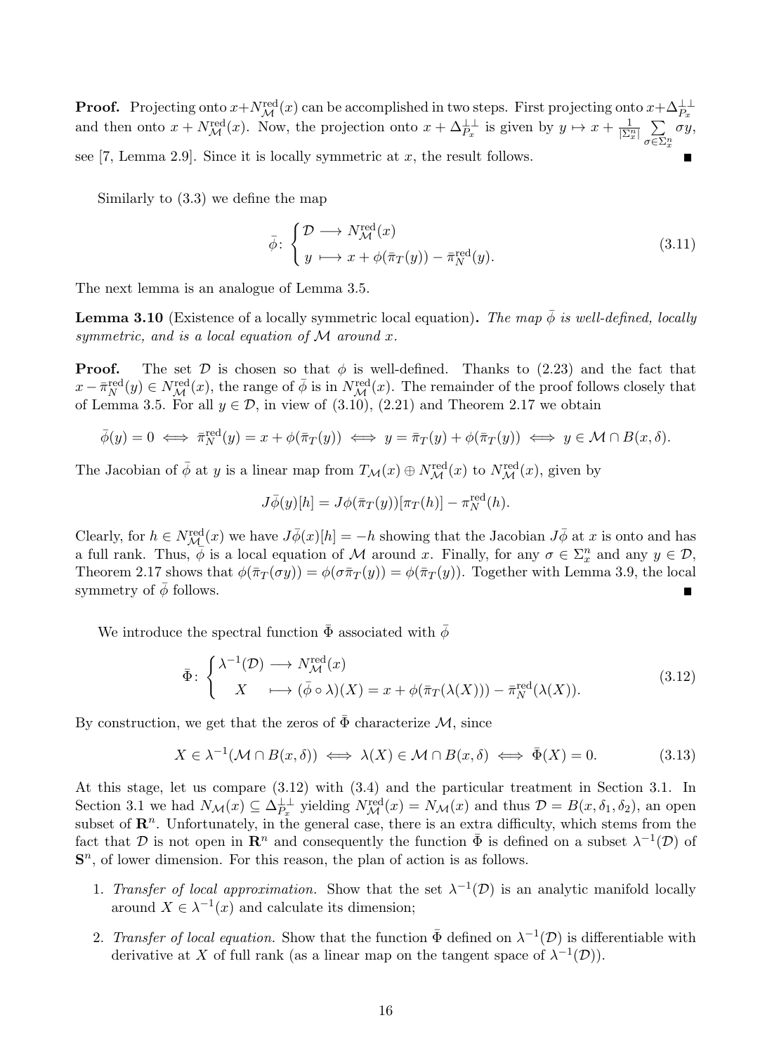**Proof.** Projecting onto $x+N_{\mathcal{M}}^{\mathrm{red}}(x)$ can be accomplished in two steps. First projecting onto $x+\Delta_{P_x}^{\perp\perp}$ and then onto $x+N_{\mathcal{M}}^{\mathrm{red}}(x)$. Now, the projection onto $x+\Delta_{P_x}^{\perp\perp}$ is given by $y \mapsto x + \frac{1}{|\Sigma_x^n|}\sum_{\sigma\in\Sigma_x^n}\sigma y$, see [7, Lemma 2.9]. Since it is locally symmetric at $x$, the result follows. ■

Similarly to (3.3) we define the map

$$
\bar{\phi}\colon \begin{cases} \mathcal{D} \longrightarrow N_{\mathcal{M}}^{\mathrm{red}}(x) \\ y \longmapsto x + \phi(\bar{\pi}_T(y)) - \bar{\pi}_N^{\mathrm{red}}(y). \end{cases} \tag{3.11}
$$

The next lemma is an analogue of Lemma 3.5.

**Lemma 3.10** (Existence of a locally symmetric local equation)**.** *The map $\bar{\phi}$ is well-defined, locally symmetric, and is a local equation of $\mathcal{M}$ around $x$.*

**Proof.** The set $\mathcal{D}$ is chosen so that $\phi$ is well-defined. Thanks to (2.23) and the fact that $x-\bar{\pi}_N^{\mathrm{red}}(y)\in N_{\mathcal{M}}^{\mathrm{red}}(x)$, the range of $\bar{\phi}$ is in $N_{\mathcal{M}}^{\mathrm{red}}(x)$. The remainder of the proof follows closely that of Lemma 3.5. For all $y\in\mathcal{D}$, in view of (3.10), (2.21) and Theorem 2.17 we obtain

$$
\bar{\phi}(y)=0 \iff \bar{\pi}_N^{\mathrm{red}}(y) = x+\phi(\bar{\pi}_T(y)) \iff y=\bar{\pi}_T(y)+\phi(\bar{\pi}_T(y)) \iff y\in\mathcal{M}\cap B(x,\delta).
$$

The Jacobian of $\bar{\phi}$ at $y$ is a linear map from $T_{\mathcal{M}}(x)\oplus N_{\mathcal{M}}^{\mathrm{red}}(x)$ to $N_{\mathcal{M}}^{\mathrm{red}}(x)$, given by

$$
J\bar{\phi}(y)[h] = J\phi(\bar{\pi}_T(y))[\pi_T(h)] - \pi_N^{\mathrm{red}}(h).
$$

Clearly, for $h\in N_{\mathcal{M}}^{\mathrm{red}}(x)$ we have $J\bar{\phi}(x)[h]=-h$ showing that the Jacobian $J\bar{\phi}$ at $x$ is onto and has a full rank. Thus, $\bar{\phi}$ is a local equation of $\mathcal{M}$ around $x$. Finally, for any $\sigma\in\Sigma_x^n$ and any $y\in\mathcal{D}$, Theorem 2.17 shows that $\phi(\bar{\pi}_T(\sigma y))=\phi(\sigma\bar{\pi}_T(y))=\phi(\bar{\pi}_T(y))$. Together with Lemma 3.9, the local symmetry of $\bar{\phi}$ follows. ■

We introduce the spectral function $\bar{\Phi}$ associated with $\bar{\phi}$

$$
\bar{\Phi}\colon \begin{cases} \lambda^{-1}(\mathcal{D}) \longrightarrow N_{\mathcal{M}}^{\mathrm{red}}(x) \\ \quad X \quad \longmapsto (\bar{\phi}\circ\lambda)(X) = x+\phi(\bar{\pi}_T(\lambda(X))) - \bar{\pi}_N^{\mathrm{red}}(\lambda(X)). \end{cases} \tag{3.12}
$$

By construction, we get that the zeros of $\bar{\Phi}$ characterize $\mathcal{M}$, since

$$
X\in\lambda^{-1}(\mathcal{M}\cap B(x,\delta)) \iff \lambda(X)\in\mathcal{M}\cap B(x,\delta) \iff \bar{\Phi}(X)=0. \tag{3.13}
$$

At this stage, let us compare (3.12) with (3.4) and the particular treatment in Section 3.1. In Section 3.1 we had $N_{\mathcal{M}}(x)\subseteq\Delta_{P_x}^{\perp\perp}$ yielding $N_{\mathcal{M}}^{\mathrm{red}}(x)=N_{\mathcal{M}}(x)$ and thus $\mathcal{D}=B(x,\delta_1,\delta_2)$, an open subset of $\mathbf{R}^n$. Unfortunately, in the general case, there is an extra difficulty, which stems from the fact that $\mathcal{D}$ is not open in $\mathbf{R}^n$ and consequently the function $\bar{\Phi}$ is defined on a subset $\lambda^{-1}(\mathcal{D})$ of $\mathbf{S}^n$, of lower dimension. For this reason, the plan of action is as follows.

1. *Transfer of local approximation.* Show that the set $\lambda^{-1}(\mathcal{D})$ is an analytic manifold locally around $X\in\lambda^{-1}(x)$ and calculate its dimension;

2. *Transfer of local equation.* Show that the function $\bar{\Phi}$ defined on $\lambda^{-1}(\mathcal{D})$ is differentiable with derivative at $X$ of full rank (as a linear map on the tangent space of $\lambda^{-1}(\mathcal{D})$).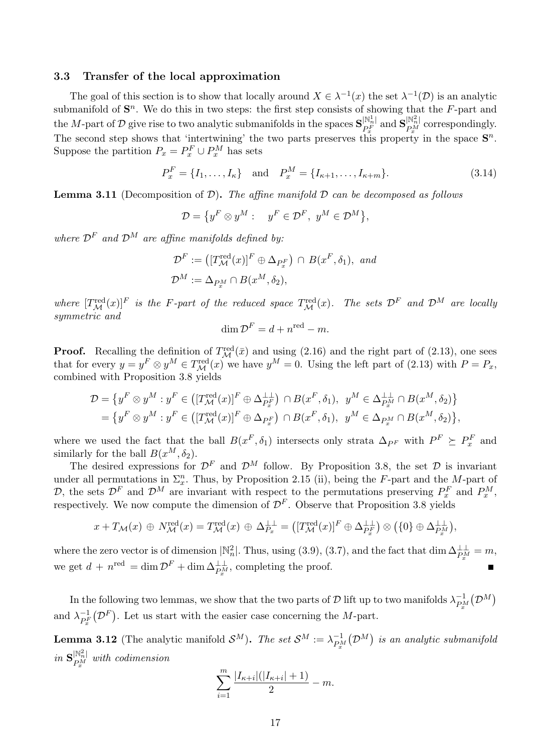### 3.3 Transfer of the local approximation

The goal of this section is to show that locally around $X \in \lambda^{-1}(x)$ the set $\lambda^{-1}(\mathcal{D})$ is an analytic submanifold of $\mathbf{S}^n$. We do this in two steps: the first step consists of showing that the $F$-part and the $M$-part of $\mathcal{D}$ give rise to two analytic submanifolds in the spaces $\mathbf{S}^{|\mathbb{N}_n^1|}_{P_x^F}$ and $\mathbf{S}^{|\mathbb{N}_n^2|}_{P_x^M}$ correspondingly. The second step shows that 'intertwining' the two parts preserves this property in the space $\mathbf{S}^n$. Suppose the partition $P_x = P_x^F \cup P_x^M$ has sets

$$P_x^F = \{I_1, \dots, I_\kappa\} \quad \text{and} \quad P_x^M = \{I_{\kappa+1}, \dots, I_{\kappa+m}\}. \tag{3.14}$$

**Lemma 3.11** (Decomposition of $\mathcal{D}$)**.** *The affine manifold $\mathcal{D}$ can be decomposed as follows*

$$\mathcal{D} = \{y^F \otimes y^M : \quad y^F \in \mathcal{D}^F,\ y^M \in \mathcal{D}^M\},$$

*where $\mathcal{D}^F$ and $\mathcal{D}^M$ are affine manifolds defined by:*

$$\mathcal{D}^F := \big([T^{\text{red}}_{\mathcal{M}}(x)]^F \oplus \Delta_{P_x^F}\big) \cap B(x^F, \delta_1), \text{ and}$$
$$\mathcal{D}^M := \Delta_{P_x^M} \cap B(x^M, \delta_2),$$

*where $[T^{\text{red}}_{\mathcal{M}}(x)]^F$ is the $F$-part of the reduced space $T^{\text{red}}_{\mathcal{M}}(x)$. The sets $\mathcal{D}^F$ and $\mathcal{D}^M$ are locally symmetric and*

$$\dim \mathcal{D}^F = d + n^{\text{red}} - m.$$

**Proof.** Recalling the definition of $T^{\text{red}}_{\mathcal{M}}(\bar{x})$ and using (2.16) and the right part of (2.13), one sees that for every $y = y^F \otimes y^M \in T^{\text{red}}_{\mathcal{M}}(x)$ we have $y^M = 0$. Using the left part of (2.13) with $P = P_x$, combined with Proposition 3.8 yields

$$\begin{aligned}
\mathcal{D} &= \{y^F \otimes y^M : y^F \in \big([T^{\text{red}}_{\mathcal{M}}(x)]^F \oplus \Delta^{\perp\perp}_{P_x^F}\big) \cap B(x^F, \delta_1),\ y^M \in \Delta^{\perp\perp}_{P_x^M} \cap B(x^M, \delta_2)\} \\
&= \{y^F \otimes y^M : y^F \in \big([T^{\text{red}}_{\mathcal{M}}(x)]^F \oplus \Delta_{P_x^F}\big) \cap B(x^F, \delta_1),\ y^M \in \Delta_{P_x^M} \cap B(x^M, \delta_2)\},
\end{aligned}$$

where we used the fact that the ball $B(x^F, \delta_1)$ intersects only strata $\Delta_{P^F}$ with $P^F \succeq P_x^F$ and similarly for the ball $B(x^M, \delta_2)$.

The desired expressions for $\mathcal{D}^F$ and $\mathcal{D}^M$ follow. By Proposition 3.8, the set $\mathcal{D}$ is invariant under all permutations in $\Sigma_x^n$. Thus, by Proposition 2.15 (ii), being the $F$-part and the $M$-part of $\mathcal{D}$, the sets $\mathcal{D}^F$ and $\mathcal{D}^M$ are invariant with respect to the permutations preserving $P_x^F$ and $P_x^M$, respectively. We now compute the dimension of $\mathcal{D}^F$. Observe that Proposition 3.8 yields

$$x + T_{\mathcal{M}}(x) \oplus N^{\text{red}}_{\mathcal{M}}(x) = T^{\text{red}}_{\mathcal{M}}(x) \oplus \Delta^{\perp\perp}_{P_x} = \big([T^{\text{red}}_{\mathcal{M}}(x)]^F \oplus \Delta^{\perp\perp}_{P_x^F}\big) \otimes \big(\{0\} \oplus \Delta^{\perp\perp}_{P_x^M}\big),$$

where the zero vector is of dimension $|\mathbb{N}_n^2|$. Thus, using (3.9), (3.7), and the fact that $\dim \Delta^{\perp\perp}_{P_x^M} = m$, we get $d + n^{\text{red}} = \dim \mathcal{D}^F + \dim \Delta^{\perp\perp}_{P_x^M}$, completing the proof. ∎

In the following two lemmas, we show that the two parts of $\mathcal{D}$ lift up to two manifolds $\lambda^{-1}_{P_x^M}\big(\mathcal{D}^M\big)$ and $\lambda^{-1}_{P_x^F}\big(\mathcal{D}^F\big)$. Let us start with the easier case concerning the $M$-part.

**Lemma 3.12** (The analytic manifold $\mathcal{S}^M$)**.** *The set $\mathcal{S}^M := \lambda^{-1}_{P_x^M}\big(\mathcal{D}^M\big)$ is an analytic submanifold in $\mathbf{S}^{|\mathbb{N}_n^2|}_{P_x^M}$ with codimension*

$$\sum_{i=1}^{m} \frac{|I_{\kappa+i}|(|I_{\kappa+i}| + 1)}{2} - m.$$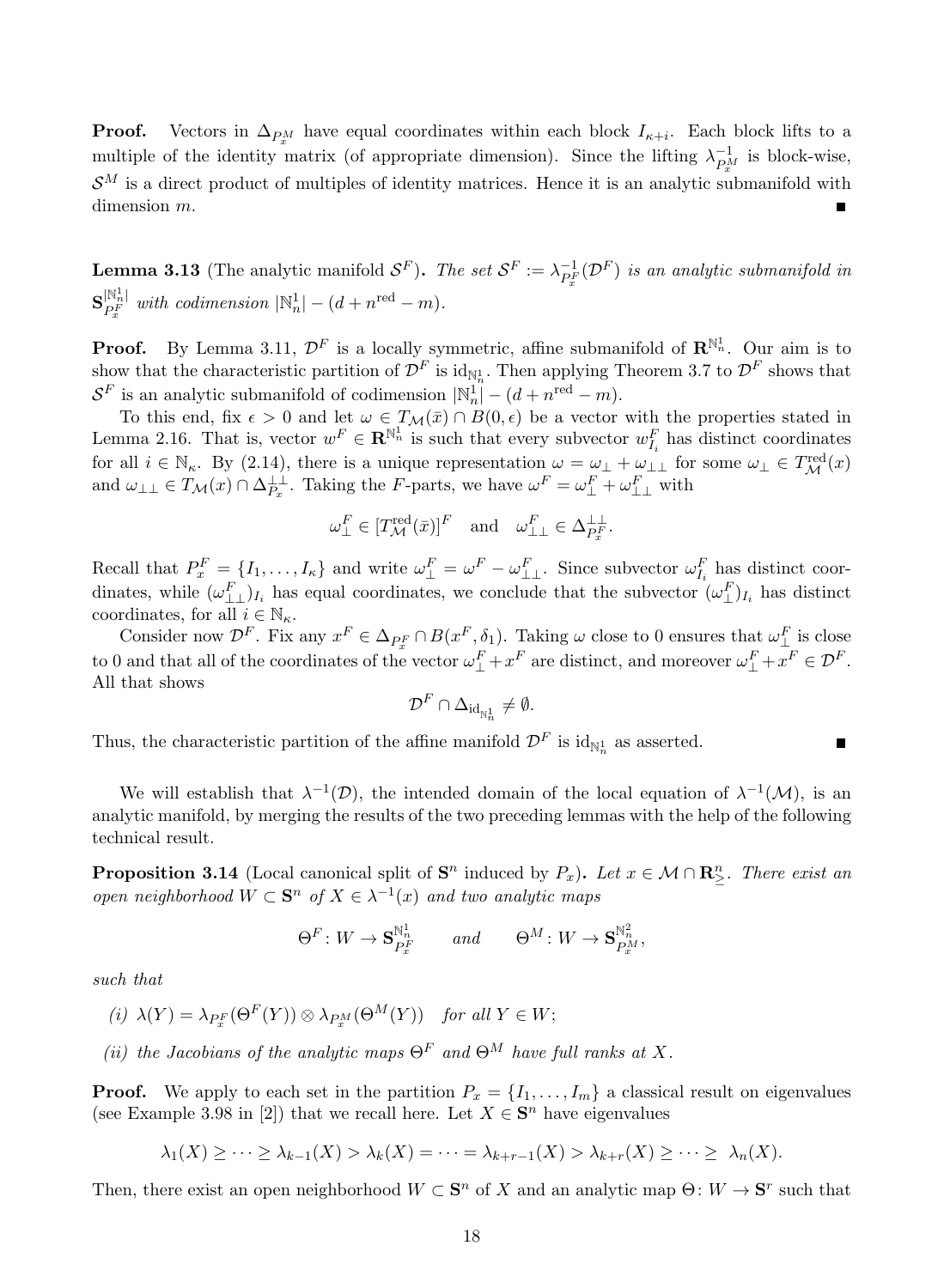**Proof.** Vectors in $\Delta_{P_x^M}$ have equal coordinates within each block $I_{\kappa+i}$. Each block lifts to a multiple of the identity matrix (of appropriate dimension). Since the lifting $\lambda^{-1}_{P_x^M}$ is block-wise, $\mathcal{S}^M$ is a direct product of multiples of identity matrices. Hence it is an analytic submanifold with dimension $m$. ∎

**Lemma 3.13** (The analytic manifold $\mathcal{S}^F$)**.** *The set $\mathcal{S}^F := \lambda^{-1}_{P_x^F}(\mathcal{D}^F)$ is an analytic submanifold in $\mathbf{S}^{|\mathbb{N}_n^1|}_{P_x^F}$ with codimension $|\mathbb{N}_n^1| - (d + n^{\mathrm{red}} - m)$.*

**Proof.** By Lemma 3.11, $\mathcal{D}^F$ is a locally symmetric, affine submanifold of $\mathbf{R}^{\mathbb{N}_n^1}$. Our aim is to show that the characteristic partition of $\mathcal{D}^F$ is $\mathrm{id}_{\mathbb{N}_n^1}$. Then applying Theorem 3.7 to $\mathcal{D}^F$ shows that $\mathcal{S}^F$ is an analytic submanifold of codimension $|\mathbb{N}_n^1| - (d + n^{\mathrm{red}} - m)$.

To this end, fix $\epsilon > 0$ and let $\omega \in T_{\mathcal{M}}(\bar{x}) \cap B(0,\epsilon)$ be a vector with the properties stated in Lemma 2.16. That is, vector $w^F \in \mathbf{R}^{\mathbb{N}_n^1}$ is such that every subvector $w^F_{I_i}$ has distinct coordinates for all $i \in \mathbb{N}_\kappa$. By (2.14), there is a unique representation $\omega = \omega_\perp + \omega_{\perp\perp}$ for some $\omega_\perp \in T^{\mathrm{red}}_{\mathcal{M}}(x)$ and $\omega_{\perp\perp} \in T_{\mathcal{M}}(x) \cap \Delta^{\perp\perp}_{P_x}$. Taking the $F$-parts, we have $\omega^F = \omega^F_\perp + \omega^F_{\perp\perp}$ with

$$\omega^F_\perp \in [T^{\mathrm{red}}_{\mathcal{M}}(\bar{x})]^F \quad \text{and} \quad \omega^F_{\perp\perp} \in \Delta^{\perp\perp}_{P_x^F}.$$

Recall that $P_x^F = \{I_1, \ldots, I_\kappa\}$ and write $\omega^F_\perp = \omega^F - \omega^F_{\perp\perp}$. Since subvector $\omega^F_{I_i}$ has distinct coordinates, while $(\omega^F_{\perp\perp})_{I_i}$ has equal coordinates, we conclude that the subvector $(\omega^F_\perp)_{I_i}$ has distinct coordinates, for all $i \in \mathbb{N}_\kappa$.

Consider now $\mathcal{D}^F$. Fix any $x^F \in \Delta_{P_x^F} \cap B(x^F, \delta_1)$. Taking $\omega$ close to 0 ensures that $\omega^F_\perp$ is close to 0 and that all of the coordinates of the vector $\omega^F_\perp + x^F$ are distinct, and moreover $\omega^F_\perp + x^F \in \mathcal{D}^F$. All that shows

$$\mathcal{D}^F \cap \Delta_{\mathrm{id}_{\mathbb{N}_n^1}} \neq \emptyset.$$

Thus, the characteristic partition of the affine manifold $\mathcal{D}^F$ is $\mathrm{id}_{\mathbb{N}_n^1}$ as asserted. ∎

We will establish that $\lambda^{-1}(\mathcal{D})$, the intended domain of the local equation of $\lambda^{-1}(\mathcal{M})$, is an analytic manifold, by merging the results of the two preceding lemmas with the help of the following technical result.

**Proposition 3.14** (Local canonical split of $\mathbf{S}^n$ induced by $P_x$)**.** *Let $x \in \mathcal{M} \cap \mathbf{R}^n_{\geq}$. There exist an open neighborhood $W \subset \mathbf{S}^n$ of $X \in \lambda^{-1}(x)$ and two analytic maps*

$$\Theta^F \colon W \to \mathbf{S}^{\mathbb{N}_n^1}_{P_x^F} \qquad \text{and} \qquad \Theta^M \colon W \to \mathbf{S}^{\mathbb{N}_n^2}_{P_x^M},$$

*such that*

*(i) $\lambda(Y) = \lambda_{P_x^F}(\Theta^F(Y)) \otimes \lambda_{P_x^M}(\Theta^M(Y))$ for all $Y \in W$;*

*(ii) the Jacobians of the analytic maps $\Theta^F$ and $\Theta^M$ have full ranks at $X$.*

**Proof.** We apply to each set in the partition $P_x = \{I_1, \ldots, I_m\}$ a classical result on eigenvalues (see Example 3.98 in [2]) that we recall here. Let $X \in \mathbf{S}^n$ have eigenvalues

$$\lambda_1(X) \geq \cdots \geq \lambda_{k-1}(X) > \lambda_k(X) = \cdots = \lambda_{k+r-1}(X) > \lambda_{k+r}(X) \geq \cdots \geq \lambda_n(X).$$

Then, there exist an open neighborhood $W \subset \mathbf{S}^n$ of $X$ and an analytic map $\Theta \colon W \to \mathbf{S}^r$ such that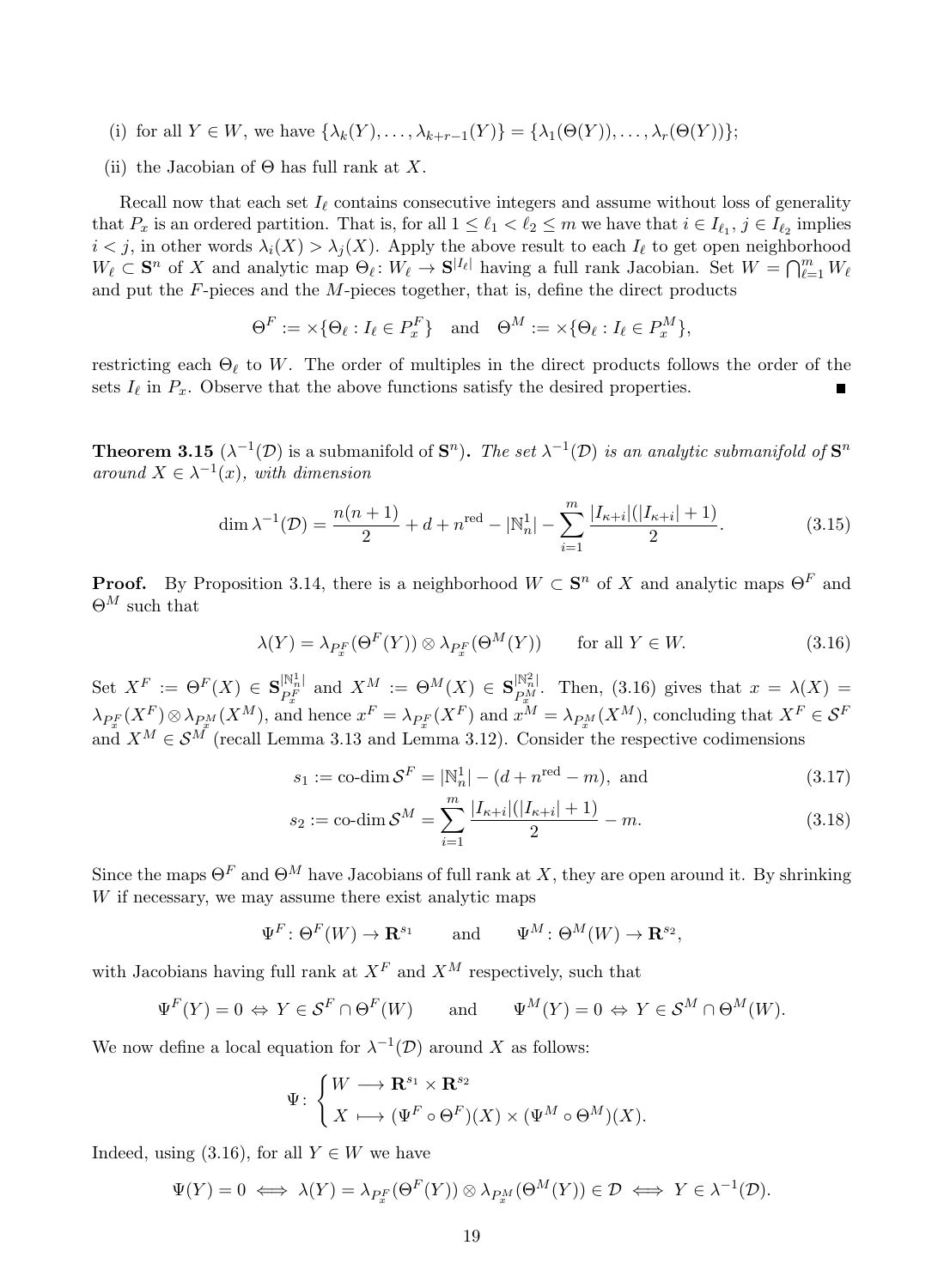(i) for all $Y \in W$, we have $\{\lambda_k(Y), \dots, \lambda_{k+r-1}(Y)\} = \{\lambda_1(\Theta(Y)), \dots, \lambda_r(\Theta(Y))\}$;

(ii) the Jacobian of $\Theta$ has full rank at $X$.

Recall now that each set $I_\ell$ contains consecutive integers and assume without loss of generality that $P_x$ is an ordered partition. That is, for all $1 \le \ell_1 < \ell_2 \le m$ we have that $i \in I_{\ell_1}$, $j \in I_{\ell_2}$ implies $i < j$, in other words $\lambda_i(X) > \lambda_j(X)$. Apply the above result to each $I_\ell$ to get open neighborhood $W_\ell \subset \mathbf{S}^n$ of $X$ and analytic map $\Theta_\ell \colon W_\ell \to \mathbf{S}^{|I_\ell|}$ having a full rank Jacobian. Set $W = \bigcap_{\ell=1}^m W_\ell$ and put the $F$-pieces and the $M$-pieces together, that is, define the direct products

$$\Theta^F := \times\{\Theta_\ell : I_\ell \in P_x^F\} \quad \text{and} \quad \Theta^M := \times\{\Theta_\ell : I_\ell \in P_x^M\},$$

restricting each $\Theta_\ell$ to $W$. The order of multiples in the direct products follows the order of the sets $I_\ell$ in $P_x$. Observe that the above functions satisfy the desired properties. ■

**Theorem 3.15** ($\lambda^{-1}(\mathcal{D})$ **is a submanifold of** $\mathbf{S}^n$**).** *The set $\lambda^{-1}(\mathcal{D})$ is an analytic submanifold of $\mathbf{S}^n$ around $X \in \lambda^{-1}(x)$, with dimension*

$$\dim \lambda^{-1}(\mathcal{D}) = \frac{n(n+1)}{2} + d + n^{\text{red}} - |\mathbb{N}_n^1| - \sum_{i=1}^m \frac{|I_{\kappa+i}|(|I_{\kappa+i}|+1)}{2}. \tag{3.15}$$

**Proof.** By Proposition 3.14, there is a neighborhood $W \subset \mathbf{S}^n$ of $X$ and analytic maps $\Theta^F$ and $\Theta^M$ such that

$$\lambda(Y) = \lambda_{P_x^F}(\Theta^F(Y)) \otimes \lambda_{P_x^F}(\Theta^M(Y)) \qquad \text{for all } Y \in W. \tag{3.16}$$

Set $X^F := \Theta^F(X) \in \mathbf{S}^{|\mathbb{N}_n^1|}_{P_x^F}$ and $X^M := \Theta^M(X) \in \mathbf{S}^{|\mathbb{N}_n^2|}_{P_x^M}$. Then, (3.16) gives that $x = \lambda(X) = \lambda_{P_x^F}(X^F) \otimes \lambda_{P_x^M}(X^M)$, and hence $x^F = \lambda_{P_x^F}(X^F)$ and $x^M = \lambda_{P_x^M}(X^M)$, concluding that $X^F \in \mathcal{S}^F$ and $X^M \in \mathcal{S}^M$ (recall Lemma 3.13 and Lemma 3.12). Consider the respective codimensions

$$s_1 := \text{co-dim}\, \mathcal{S}^F = |\mathbb{N}_n^1| - (d + n^{\text{red}} - m), \text{ and} \tag{3.17}$$

$$s_2 := \text{co-dim}\, \mathcal{S}^M = \sum_{i=1}^m \frac{|I_{\kappa+i}|(|I_{\kappa+i}|+1)}{2} - m. \tag{3.18}$$

Since the maps $\Theta^F$ and $\Theta^M$ have Jacobians of full rank at $X$, they are open around it. By shrinking $W$ if necessary, we may assume there exist analytic maps

$$\Psi^F \colon \Theta^F(W) \to \mathbf{R}^{s_1} \qquad \text{and} \qquad \Psi^M \colon \Theta^M(W) \to \mathbf{R}^{s_2},$$

with Jacobians having full rank at $X^F$ and $X^M$ respectively, such that

$$\Psi^F(Y) = 0 \Leftrightarrow Y \in \mathcal{S}^F \cap \Theta^F(W) \qquad \text{and} \qquad \Psi^M(Y) = 0 \Leftrightarrow Y \in \mathcal{S}^M \cap \Theta^M(W).$$

We now define a local equation for $\lambda^{-1}(\mathcal{D})$ around $X$ as follows:

$$\Psi \colon \begin{cases} W \longrightarrow \mathbf{R}^{s_1} \times \mathbf{R}^{s_2} \\ X \longmapsto (\Psi^F \circ \Theta^F)(X) \times (\Psi^M \circ \Theta^M)(X). \end{cases}$$

Indeed, using (3.16), for all $Y \in W$ we have

$$\Psi(Y) = 0 \iff \lambda(Y) = \lambda_{P_x^F}(\Theta^F(Y)) \otimes \lambda_{P_x^M}(\Theta^M(Y)) \in \mathcal{D} \iff Y \in \lambda^{-1}(\mathcal{D}).$$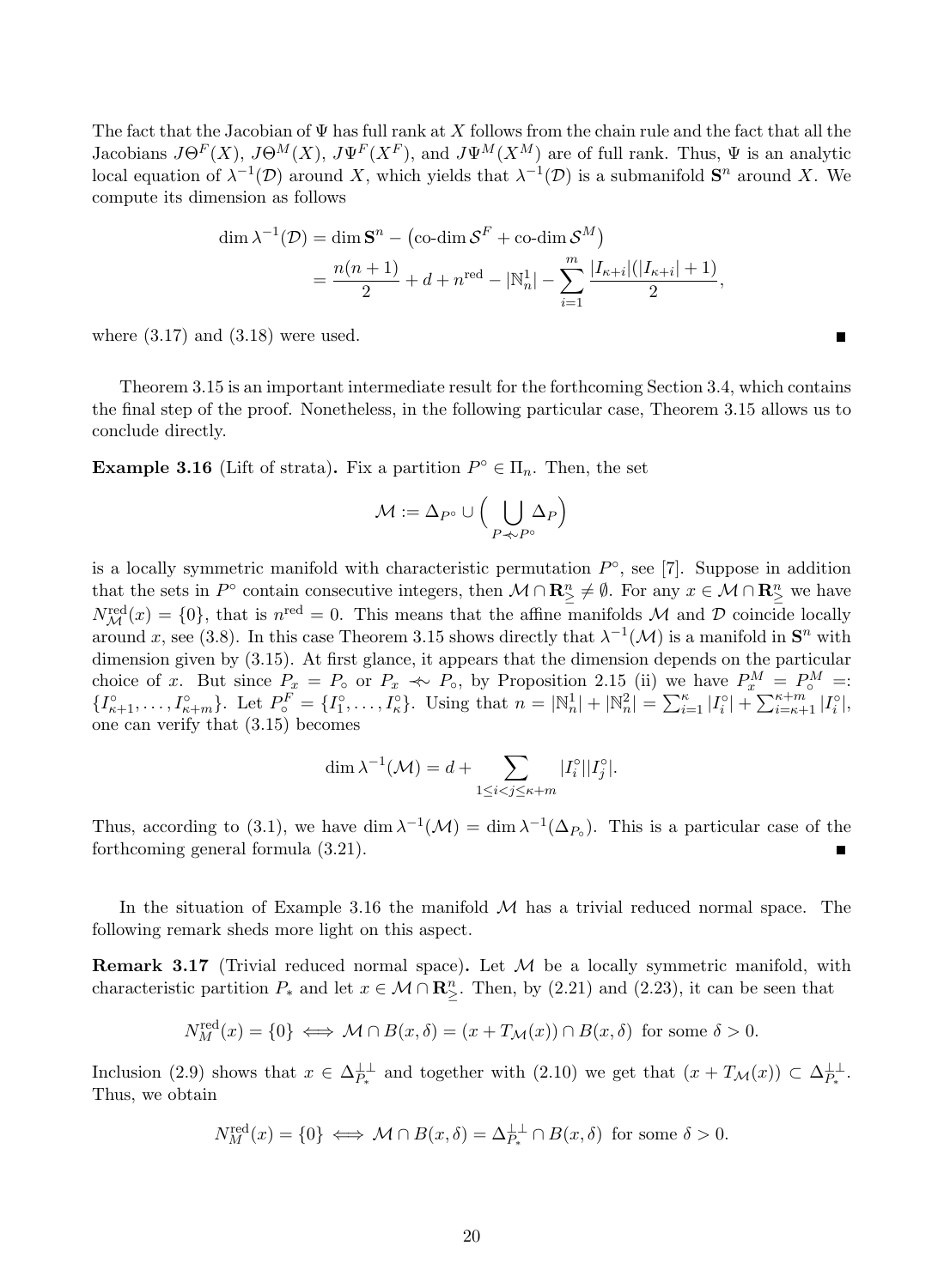The fact that the Jacobian of $\Psi$ has full rank at $X$ follows from the chain rule and the fact that all the Jacobians $J\Theta^F(X)$, $J\Theta^M(X)$, $J\Psi^F(X^F)$, and $J\Psi^M(X^M)$ are of full rank. Thus, $\Psi$ is an analytic local equation of $\lambda^{-1}(\mathcal{D})$ around $X$, which yields that $\lambda^{-1}(\mathcal{D})$ is a submanifold $\mathbf{S}^n$ around $X$. We compute its dimension as follows

$$\begin{aligned}
\dim \lambda^{-1}(\mathcal{D}) &= \dim \mathbf{S}^n - \left(\text{co-dim}\, \mathcal{S}^F + \text{co-dim}\, \mathcal{S}^M\right) \\
&= \frac{n(n+1)}{2} + d + n^{\text{red}} - |\mathbb{N}_n^1| - \sum_{i=1}^{m} \frac{|I_{\kappa+i}|(|I_{\kappa+i}|+1)}{2},
\end{aligned}$$

where (3.17) and (3.18) were used. ∎

Theorem 3.15 is an important intermediate result for the forthcoming Section 3.4, which contains the final step of the proof. Nonetheless, in the following particular case, Theorem 3.15 allows us to conclude directly.

**Example 3.16** (Lift of strata)**.** Fix a partition $P^\circ \in \Pi_n$. Then, the set

$$\mathcal{M} := \Delta_{P^\circ} \cup \Big( \bigcup_{P \nsim P^\circ} \Delta_P \Big)$$

is a locally symmetric manifold with characteristic permutation $P^\circ$, see [7]. Suppose in addition that the sets in $P^\circ$ contain consecutive integers, then $\mathcal{M} \cap \mathbf{R}^n_{\geq} \neq \emptyset$. For any $x \in \mathcal{M} \cap \mathbf{R}^n_{\geq}$ we have $N^{\text{red}}_{\mathcal{M}}(x) = \{0\}$, that is $n^{\text{red}} = 0$. This means that the affine manifolds $\mathcal{M}$ and $\mathcal{D}$ coincide locally around $x$, see (3.8). In this case Theorem 3.15 shows directly that $\lambda^{-1}(\mathcal{M})$ is a manifold in $\mathbf{S}^n$ with dimension given by (3.15). At first glance, it appears that the dimension depends on the particular choice of $x$. But since $P_x = P_\circ$ or $P_x \nsim P_\circ$, by Proposition 2.15 (ii) we have $P^M_x = P^M_\circ =: \{I^\circ_{\kappa+1}, \ldots, I^\circ_{\kappa+m}\}$. Let $P^F_\circ = \{I^\circ_1, \ldots, I^\circ_\kappa\}$. Using that $n = |\mathbb{N}^1_n| + |\mathbb{N}^2_n| = \sum_{i=1}^{\kappa} |I^\circ_i| + \sum_{i=\kappa+1}^{\kappa+m} |I^\circ_i|$, one can verify that (3.15) becomes

$$\dim \lambda^{-1}(\mathcal{M}) = d + \sum_{1 \leq i < j \leq \kappa+m} |I^\circ_i||I^\circ_j|.$$

Thus, according to (3.1), we have $\dim \lambda^{-1}(\mathcal{M}) = \dim \lambda^{-1}(\Delta_{P_\circ})$. This is a particular case of the forthcoming general formula (3.21). ∎

In the situation of Example 3.16 the manifold $\mathcal{M}$ has a trivial reduced normal space. The following remark sheds more light on this aspect.

**Remark 3.17** (Trivial reduced normal space)**.** Let $\mathcal{M}$ be a locally symmetric manifold, with characteristic partition $P_*$ and let $x \in \mathcal{M} \cap \mathbf{R}^n_{\geq}$. Then, by (2.21) and (2.23), it can be seen that

$$N^{\text{red}}_M(x) = \{0\} \iff \mathcal{M} \cap B(x, \delta) = (x + T_{\mathcal{M}}(x)) \cap B(x, \delta) \;\text{ for some } \delta > 0.$$

Inclusion (2.9) shows that $x \in \Delta^{\perp\perp}_{P_*}$ and together with (2.10) we get that $(x + T_{\mathcal{M}}(x)) \subset \Delta^{\perp\perp}_{P_*}$. Thus, we obtain

$$N^{\text{red}}_M(x) = \{0\} \iff \mathcal{M} \cap B(x, \delta) = \Delta^{\perp\perp}_{P_*} \cap B(x, \delta) \;\text{ for some } \delta > 0.$$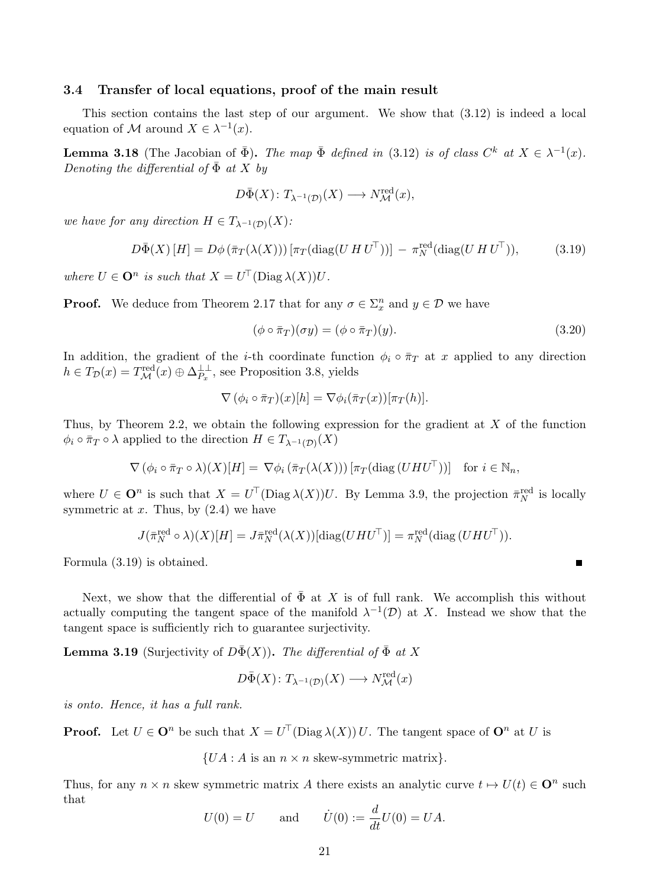### 3.4 Transfer of local equations, proof of the main result

This section contains the last step of our argument. We show that (3.12) is indeed a local equation of $\mathcal{M}$ around $X \in \lambda^{-1}(x)$.

**Lemma 3.18** (The Jacobian of $\bar{\Phi}$)**.** *The map $\bar{\Phi}$ defined in* (3.12) *is of class $C^k$ at $X \in \lambda^{-1}(x)$. Denoting the differential of $\bar{\Phi}$ at $X$ by*

$$D\bar{\Phi}(X)\colon T_{\lambda^{-1}(\mathcal{D})}(X) \longrightarrow N^{\mathrm{red}}_{\mathcal{M}}(x),$$

*we have for any direction $H \in T_{\lambda^{-1}(\mathcal{D})}(X)$:*

$$D\bar{\Phi}(X)\,[H] = D\phi\,(\bar{\pi}_T(\lambda(X)))\,[\pi_T(\mathrm{diag}(U\,H\,U^\top))] \,-\, \pi^{\mathrm{red}}_N(\mathrm{diag}(U\,H\,U^\top)), \tag{3.19}$$

*where $U \in \mathbf{O}^n$ is such that $X = U^\top(\mathrm{Diag}\,\lambda(X))U$.*

**Proof.** We deduce from Theorem 2.17 that for any $\sigma \in \Sigma^n_x$ and $y \in \mathcal{D}$ we have

$$(\phi \circ \bar{\pi}_T)(\sigma y) = (\phi \circ \bar{\pi}_T)(y). \tag{3.20}$$

In addition, the gradient of the $i$-th coordinate function $\phi_i \circ \bar{\pi}_T$ at $x$ applied to any direction $h \in T_{\mathcal{D}}(x) = T^{\mathrm{red}}_{\mathcal{M}}(x) \oplus \Delta^{\perp\perp}_{P_x}$, see Proposition 3.8, yields

$$\nabla\,(\phi_i \circ \bar{\pi}_T)(x)[h] = \nabla\phi_i(\bar{\pi}_T(x))[\pi_T(h)].$$

Thus, by Theorem 2.2, we obtain the following expression for the gradient at $X$ of the function $\phi_i \circ \bar{\pi}_T \circ \lambda$ applied to the direction $H \in T_{\lambda^{-1}(\mathcal{D})}(X)$

$$\nabla\,(\phi_i \circ \bar{\pi}_T \circ \lambda)(X)[H] = \nabla\phi_i\,(\bar{\pi}_T(\lambda(X)))\,[\pi_T(\mathrm{diag}\,(UHU^\top))] \quad \text{for } i \in \mathbb{N}_n,$$

where $U \in \mathbf{O}^n$ is such that $X = U^\top(\mathrm{Diag}\,\lambda(X))U$. By Lemma 3.9, the projection $\bar{\pi}^{\mathrm{red}}_N$ is locally symmetric at $x$. Thus, by (2.4) we have

$$J(\bar{\pi}^{\mathrm{red}}_N \circ \lambda)(X)[H] = J\bar{\pi}^{\mathrm{red}}_N(\lambda(X))[\mathrm{diag}(UHU^\top)] = \pi^{\mathrm{red}}_N(\mathrm{diag}\,(UHU^\top)).$$

Formula (3.19) is obtained. ∎

Next, we show that the differential of $\bar{\Phi}$ at $X$ is of full rank. We accomplish this without actually computing the tangent space of the manifold $\lambda^{-1}(\mathcal{D})$ at $X$. Instead we show that the tangent space is sufficiently rich to guarantee surjectivity.

**Lemma 3.19** (Surjectivity of $D\bar{\Phi}(X)$)**.** *The differential of $\bar{\Phi}$ at $X$*

$$D\bar{\Phi}(X)\colon T_{\lambda^{-1}(\mathcal{D})}(X) \longrightarrow N^{\mathrm{red}}_{\mathcal{M}}(x)$$

*is onto. Hence, it has a full rank.*

**Proof.** Let $U \in \mathbf{O}^n$ be such that $X = U^\top(\mathrm{Diag}\,\lambda(X))\,U$. The tangent space of $\mathbf{O}^n$ at $U$ is

$$\{UA : A \text{ is an } n \times n \text{ skew-symmetric matrix}\}.$$

Thus, for any $n \times n$ skew symmetric matrix $A$ there exists an analytic curve $t \mapsto U(t) \in \mathbf{O}^n$ such that

$$U(0) = U \qquad \text{and} \qquad \dot{U}(0) := \frac{d}{dt}U(0) = UA.$$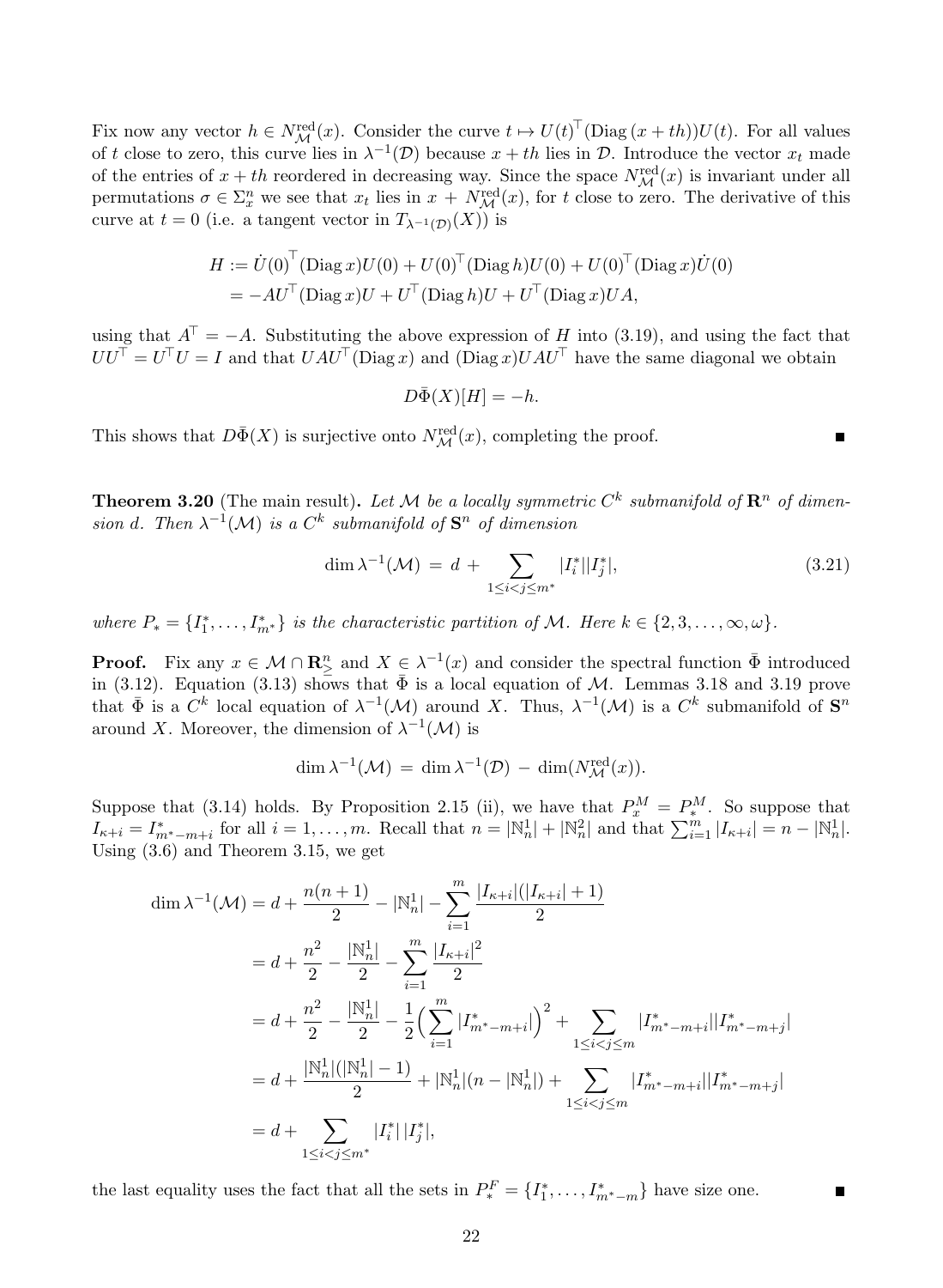Fix now any vector $h \in N_{\mathcal{M}}^{\mathrm{red}}(x)$. Consider the curve $t \mapsto U(t)^{\top}(\mathrm{Diag}\,(x+th))U(t)$. For all values of $t$ close to zero, this curve lies in $\lambda^{-1}(\mathcal{D})$ because $x+th$ lies in $\mathcal{D}$. Introduce the vector $x_t$ made of the entries of $x+th$ reordered in decreasing way. Since the space $N_{\mathcal{M}}^{\mathrm{red}}(x)$ is invariant under all permutations $\sigma \in \Sigma_x^n$ we see that $x_t$ lies in $x + N_{\mathcal{M}}^{\mathrm{red}}(x)$, for $t$ close to zero. The derivative of this curve at $t=0$ (i.e. a tangent vector in $T_{\lambda^{-1}(\mathcal{D})}(X)$) is

$$
\begin{aligned}
H &:= \dot{U}(0)^{\top}(\mathrm{Diag}\,x)U(0) + U(0)^{\top}(\mathrm{Diag}\,h)U(0) + U(0)^{\top}(\mathrm{Diag}\,x)\dot{U}(0) \\
&= -AU^{\top}(\mathrm{Diag}\,x)U + U^{\top}(\mathrm{Diag}\,h)U + U^{\top}(\mathrm{Diag}\,x)UA,
\end{aligned}
$$

using that $A^{\top} = -A$. Substituting the above expression of $H$ into (3.19), and using the fact that $UU^{\top} = U^{\top}U = I$ and that $UAU^{\top}(\mathrm{Diag}\,x)$ and $(\mathrm{Diag}\,x)UAU^{\top}$ have the same diagonal we obtain

$$
D\bar{\Phi}(X)[H] = -h.
$$

This shows that $D\bar{\Phi}(X)$ is surjective onto $N_{\mathcal{M}}^{\mathrm{red}}(x)$, completing the proof. ∎

**Theorem 3.20** (The main result)**.** *Let $\mathcal{M}$ be a locally symmetric $C^k$ submanifold of $\mathbf{R}^n$ of dimension $d$. Then $\lambda^{-1}(\mathcal{M})$ is a $C^k$ submanifold of $\mathbf{S}^n$ of dimension*

$$
\dim \lambda^{-1}(\mathcal{M}) \;=\; d \;+ \sum_{1\le i<j\le m^*} |I_i^*||I_j^*|, \tag{3.21}
$$

*where $P_* = \{I_1^*, \ldots, I_{m^*}^*\}$ is the characteristic partition of $\mathcal{M}$. Here $k \in \{2, 3, \ldots, \infty, \omega\}$.*

**Proof.** Fix any $x \in \mathcal{M} \cap \mathbf{R}^n_{\geq}$ and $X \in \lambda^{-1}(x)$ and consider the spectral function $\bar{\Phi}$ introduced in (3.12). Equation (3.13) shows that $\bar{\Phi}$ is a local equation of $\mathcal{M}$. Lemmas 3.18 and 3.19 prove that $\bar{\Phi}$ is a $C^k$ local equation of $\lambda^{-1}(\mathcal{M})$ around $X$. Thus, $\lambda^{-1}(\mathcal{M})$ is a $C^k$ submanifold of $\mathbf{S}^n$ around $X$. Moreover, the dimension of $\lambda^{-1}(\mathcal{M})$ is

$$
\dim \lambda^{-1}(\mathcal{M}) \;=\; \dim \lambda^{-1}(\mathcal{D}) \;-\; \dim(N_{\mathcal{M}}^{\mathrm{red}}(x)).
$$

Suppose that (3.14) holds. By Proposition 2.15 (ii), we have that $P_x^M = P_*^M$. So suppose that $I_{\kappa+i} = I^*_{m^*-m+i}$ for all $i = 1, \ldots, m$. Recall that $n = |\mathbb{N}_n^1| + |\mathbb{N}_n^2|$ and that $\sum_{i=1}^m |I_{\kappa+i}| = n - |\mathbb{N}_n^1|$. Using (3.6) and Theorem 3.15, we get

$$
\begin{aligned}
\dim \lambda^{-1}(\mathcal{M}) &= d + \frac{n(n+1)}{2} - |\mathbb{N}_n^1| - \sum_{i=1}^m \frac{|I_{\kappa+i}|(|I_{\kappa+i}|+1)}{2} \\
&= d + \frac{n^2}{2} - \frac{|\mathbb{N}_n^1|}{2} - \sum_{i=1}^m \frac{|I_{\kappa+i}|^2}{2} \\
&= d + \frac{n^2}{2} - \frac{|\mathbb{N}_n^1|}{2} - \frac{1}{2}\Big(\sum_{i=1}^m |I^*_{m^*-m+i}|\Big)^2 + \sum_{1\le i<j\le m} |I^*_{m^*-m+i}||I^*_{m^*-m+j}| \\
&= d + \frac{|\mathbb{N}_n^1|(|\mathbb{N}_n^1|-1)}{2} + |\mathbb{N}_n^1|(n - |\mathbb{N}_n^1|) + \sum_{1\le i<j\le m} |I^*_{m^*-m+i}||I^*_{m^*-m+j}| \\
&= d + \sum_{1\le i<j\le m^*} |I_i^*|\,|I_j^*|,
\end{aligned}
$$

the last equality uses the fact that all the sets in $P_*^F = \{I_1^*, \ldots, I^*_{m^*-m}\}$ have size one. ∎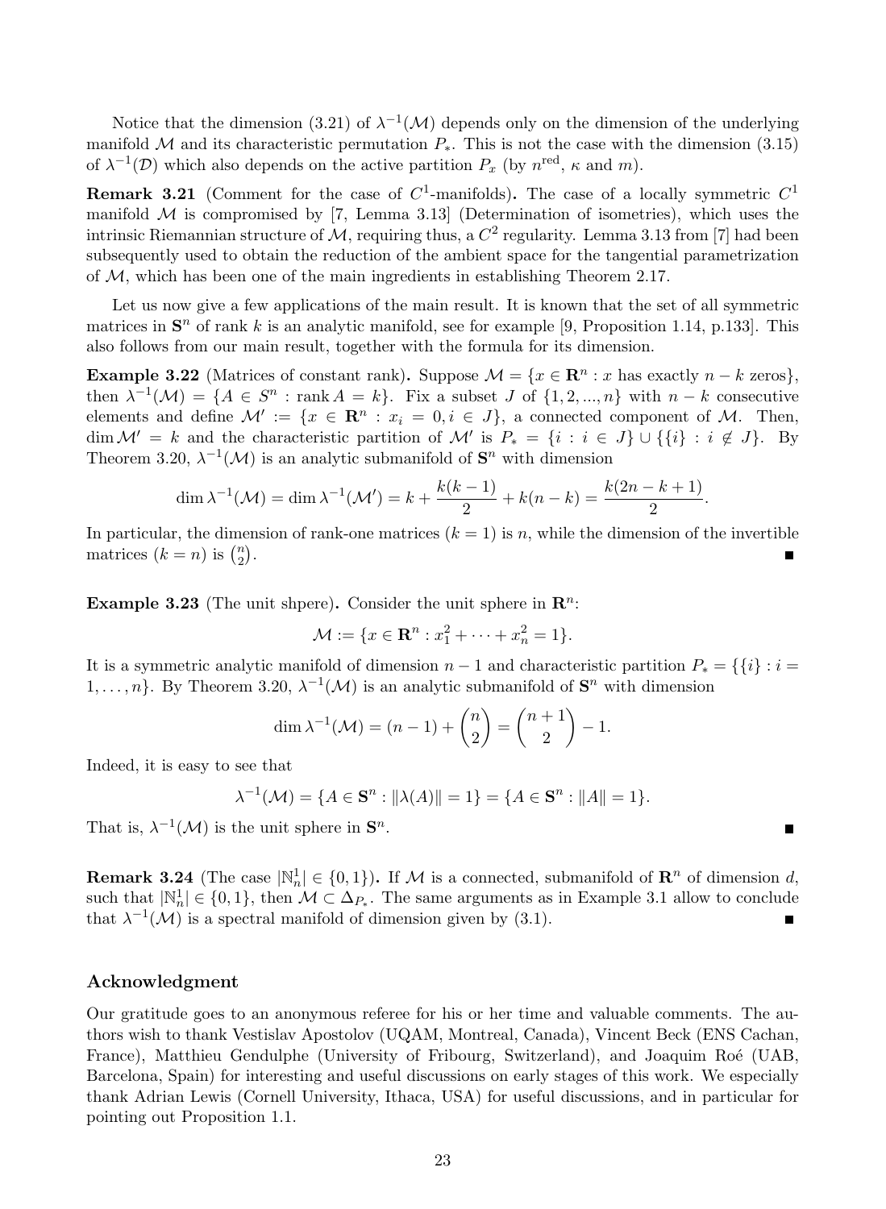Notice that the dimension (3.21) of $\lambda^{-1}(\mathcal{M})$ depends only on the dimension of the underlying manifold $\mathcal{M}$ and its characteristic permutation $P_*$. This is not the case with the dimension (3.15) of $\lambda^{-1}(\mathcal{D})$ which also depends on the active partition $P_x$ (by $n^{\text{red}}$, $\kappa$ and $m$).

**Remark 3.21** (Comment for the case of $C^1$-manifolds)**.** The case of a locally symmetric $C^1$ manifold $\mathcal{M}$ is compromised by [7, Lemma 3.13] (Determination of isometries), which uses the intrinsic Riemannian structure of $\mathcal{M}$, requiring thus, a $C^2$ regularity. Lemma 3.13 from [7] had been subsequently used to obtain the reduction of the ambient space for the tangential parametrization of $\mathcal{M}$, which has been one of the main ingredients in establishing Theorem 2.17.

Let us now give a few applications of the main result. It is known that the set of all symmetric matrices in $\mathbf{S}^n$ of rank $k$ is an analytic manifold, see for example [9, Proposition 1.14, p.133]. This also follows from our main result, together with the formula for its dimension.

**Example 3.22** (Matrices of constant rank)**.** Suppose $\mathcal{M} = \{x \in \mathbf{R}^n : x \text{ has exactly } n-k \text{ zeros}\}$, then $\lambda^{-1}(\mathcal{M}) = \{A \in S^n : \operatorname{rank} A = k\}$. Fix a subset $J$ of $\{1, 2, ..., n\}$ with $n-k$ consecutive elements and define $\mathcal{M}' := \{x \in \mathbf{R}^n : x_i = 0, i \in J\}$, a connected component of $\mathcal{M}$. Then, $\dim \mathcal{M}' = k$ and the characteristic partition of $\mathcal{M}'$ is $P_* = \{i : i \in J\} \cup \{\{i\} : i \notin J\}$. By Theorem 3.20, $\lambda^{-1}(\mathcal{M})$ is an analytic submanifold of $\mathbf{S}^n$ with dimension

$$\dim \lambda^{-1}(\mathcal{M}) = \dim \lambda^{-1}(\mathcal{M}') = k + \frac{k(k-1)}{2} + k(n-k) = \frac{k(2n-k+1)}{2}.$$

In particular, the dimension of rank-one matrices ($k=1$) is $n$, while the dimension of the invertible matrices ($k=n$) is $\binom{n}{2}$. ∎

**Example 3.23** (The unit shpere)**.** Consider the unit sphere in $\mathbf{R}^n$:

$$\mathcal{M} := \{x \in \mathbf{R}^n : x_1^2 + \cdots + x_n^2 = 1\}.$$

It is a symmetric analytic manifold of dimension $n-1$ and characteristic partition $P_* = \{\{i\} : i = 1, \ldots, n\}$. By Theorem 3.20, $\lambda^{-1}(\mathcal{M})$ is an analytic submanifold of $\mathbf{S}^n$ with dimension

$$\dim \lambda^{-1}(\mathcal{M}) = (n-1) + \binom{n}{2} = \binom{n+1}{2} - 1.$$

Indeed, it is easy to see that

$$\lambda^{-1}(\mathcal{M}) = \{A \in \mathbf{S}^n : \|\lambda(A)\| = 1\} = \{A \in \mathbf{S}^n : \|A\| = 1\}.$$

That is, $\lambda^{-1}(\mathcal{M})$ is the unit sphere in $\mathbf{S}^n$. ∎

**Remark 3.24** (The case $|\mathbb{N}_n^1| \in \{0, 1\}$)**.** If $\mathcal{M}$ is a connected, submanifold of $\mathbf{R}^n$ of dimension $d$, such that $|\mathbb{N}_n^1| \in \{0, 1\}$, then $\mathcal{M} \subset \Delta_{P_*}$. The same arguments as in Example 3.1 allow to conclude that $\lambda^{-1}(\mathcal{M})$ is a spectral manifold of dimension given by (3.1). ∎

## Acknowledgment

Our gratitude goes to an anonymous referee for his or her time and valuable comments. The authors wish to thank Vestislav Apostolov (UQAM, Montreal, Canada), Vincent Beck (ENS Cachan, France), Matthieu Gendulphe (University of Fribourg, Switzerland), and Joaquim Roé (UAB, Barcelona, Spain) for interesting and useful discussions on early stages of this work. We especially thank Adrian Lewis (Cornell University, Ithaca, USA) for useful discussions, and in particular for pointing out Proposition 1.1.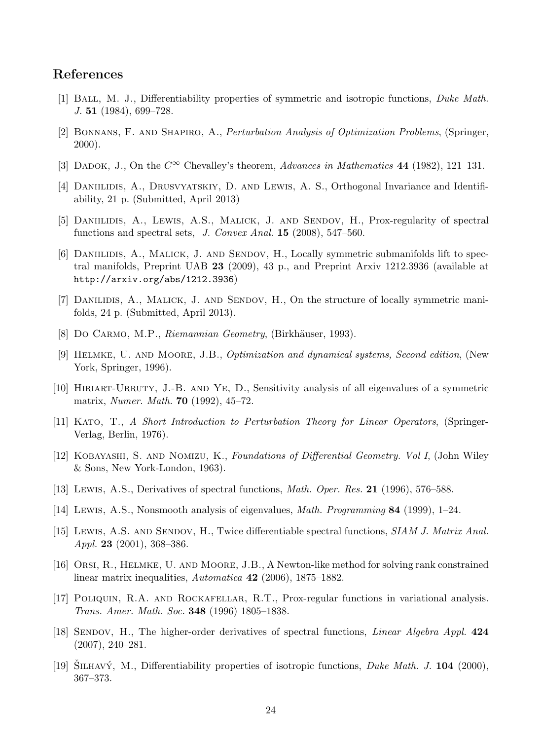## References

[1] Ball, M. J., Differentiability properties of symmetric and isotropic functions, *Duke Math. J.* **51** (1984), 699–728.

[2] Bonnans, F. and Shapiro, A., *Perturbation Analysis of Optimization Problems*, (Springer, 2000).

[3] Dadok, J., On the $C^\infty$ Chevalley's theorem, *Advances in Mathematics* **44** (1982), 121–131.

[4] Daniilidis, A., Drusvyatskiy, D. and Lewis, A. S., Orthogonal Invariance and Identifiability, 21 p. (Submitted, April 2013)

[5] Daniilidis, A., Lewis, A.S., Malick, J. and Sendov, H., Prox-regularity of spectral functions and spectral sets, *J. Convex Anal.* **15** (2008), 547–560.

[6] Daniilidis, A., Malick, J. and Sendov, H., Locally symmetric submanifolds lift to spectral manifolds, Preprint UAB **23** (2009), 43 p., and Preprint Arxiv 1212.3936 (available at `http://arxiv.org/abs/1212.3936`)

[7] Danilidis, A., Malick, J. and Sendov, H., On the structure of locally symmetric manifolds, 24 p. (Submitted, April 2013).

[8] Do Carmo, M.P., *Riemannian Geometry*, (Birkhäuser, 1993).

[9] Helmke, U. and Moore, J.B., *Optimization and dynamical systems, Second edition*, (New York, Springer, 1996).

[10] Hiriart-Urruty, J.-B. and Ye, D., Sensitivity analysis of all eigenvalues of a symmetric matrix, *Numer. Math.* **70** (1992), 45–72.

[11] Kato, T., *A Short Introduction to Perturbation Theory for Linear Operators*, (Springer-Verlag, Berlin, 1976).

[12] Kobayashi, S. and Nomizu, K., *Foundations of Differential Geometry. Vol I*, (John Wiley & Sons, New York-London, 1963).

[13] Lewis, A.S., Derivatives of spectral functions, *Math. Oper. Res.* **21** (1996), 576–588.

[14] Lewis, A.S., Nonsmooth analysis of eigenvalues, *Math. Programming* **84** (1999), 1–24.

[15] Lewis, A.S. and Sendov, H., Twice differentiable spectral functions, *SIAM J. Matrix Anal. Appl.* **23** (2001), 368–386.

[16] Orsi, R., Helmke, U. and Moore, J.B., A Newton-like method for solving rank constrained linear matrix inequalities, *Automatica* **42** (2006), 1875–1882.

[17] Poliquin, R.A. and Rockafellar, R.T., Prox-regular functions in variational analysis. *Trans. Amer. Math. Soc.* **348** (1996) 1805–1838.

[18] Sendov, H., The higher-order derivatives of spectral functions, *Linear Algebra Appl.* **424** (2007), 240–281.

[19] Šilhavý, M., Differentiability properties of isotropic functions, *Duke Math. J.* **104** (2000), 367–373.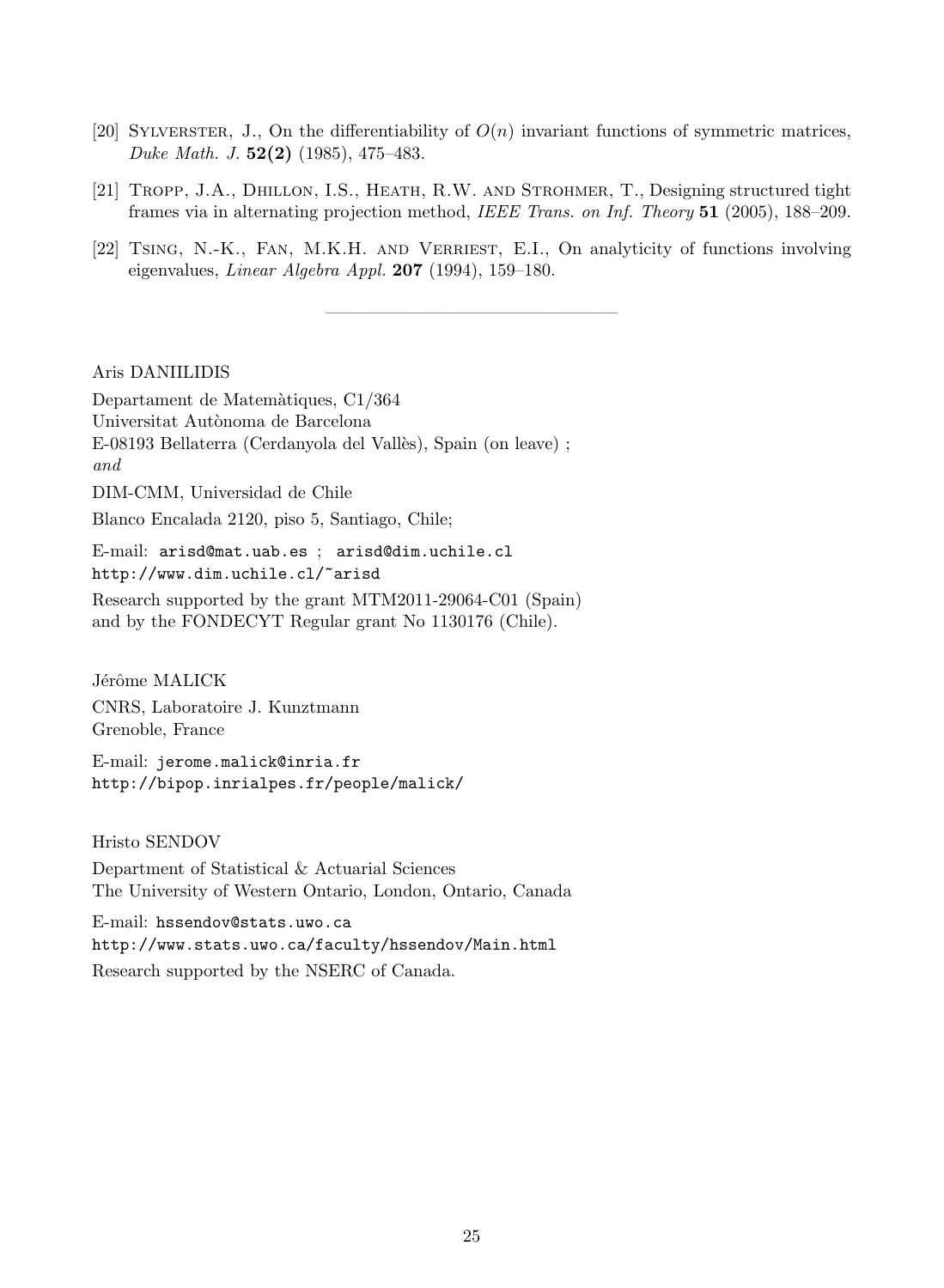[20] Sylverster, J., On the differentiability of $O(n)$ invariant functions of symmetric matrices, *Duke Math. J.* **52(2)** (1985), 475–483.

[21] Tropp, J.A., Dhillon, I.S., Heath, R.W. and Strohmer, T., Designing structured tight frames via in alternating projection method, *IEEE Trans. on Inf. Theory* **51** (2005), 188–209.

[22] Tsing, N.-K., Fan, M.K.H. and Verriest, E.I., On analyticity of functions involving eigenvalues, *Linear Algebra Appl.* **207** (1994), 159–180.

---

Aris DANIILIDIS

Departament de Matemàtiques, C1/364
Universitat Autònoma de Barcelona
E-08193 Bellaterra (Cerdanyola del Vallès), Spain (on leave) ;
*and*

DIM-CMM, Universidad de Chile

Blanco Encalada 2120, piso 5, Santiago, Chile;

E-mail: `arisd@mat.uab.es` ; `arisd@dim.uchile.cl`
`http://www.dim.uchile.cl/~arisd`

Research supported by the grant MTM2011-29064-C01 (Spain)
and by the FONDECYT Regular grant No 1130176 (Chile).

Jérôme MALICK

CNRS, Laboratoire J. Kunztmann
Grenoble, France

E-mail: `jerome.malick@inria.fr`
`http://bipop.inrialpes.fr/people/malick/`

Hristo SENDOV

Department of Statistical & Actuarial Sciences
The University of Western Ontario, London, Ontario, Canada

E-mail: `hssendov@stats.uwo.ca`
`http://www.stats.uwo.ca/faculty/hssendov/Main.html`

Research supported by the NSERC of Canada.